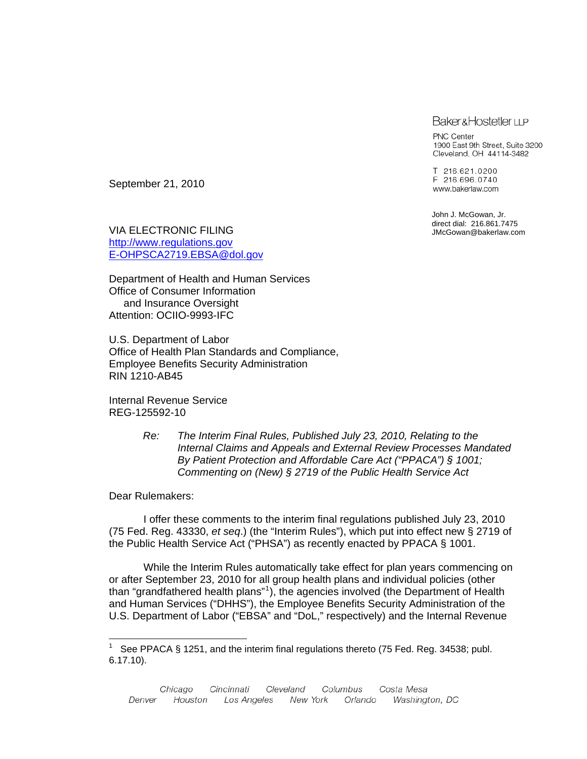Baker&Hostetler LLP

PNC Center
1900 East 9th Street, Suite 3200
Cleveland, OH 44114-3482

T 216.621.0200
F 216.696.0740
www.bakerlaw.com

John J. McGowan, Jr.
direct dial: 216.861.7475
JMcGowan@bakerlaw.com

September 21, 2010

VIA ELECTRONIC FILING
http://www.regulations.gov
E-OHPSCA2719.EBSA@dol.gov

Department of Health and Human Services
Office of Consumer Information
and Insurance Oversight
Attention: OCIIO-9993-IFC

U.S. Department of Labor
Office of Health Plan Standards and Compliance,
Employee Benefits Security Administration
RIN 1210-AB45

Internal Revenue Service
REG-125592-10

*Re: The Interim Final Rules, Published July 23, 2010, Relating to the Internal Claims and Appeals and External Review Processes Mandated By Patient Protection and Affordable Care Act ("PPACA") § 1001; Commenting on (New) § 2719 of the Public Health Service Act*

Dear Rulemakers:

I offer these comments to the interim final regulations published July 23, 2010 (75 Fed. Reg. 43330, *et seq*.) (the "Interim Rules"), which put into effect new § 2719 of the Public Health Service Act ("PHSA") as recently enacted by PPACA § 1001.

While the Interim Rules automatically take effect for plan years commencing on or after September 23, 2010 for all group health plans and individual policies (other than "grandfathered health plans"[1]), the agencies involved (the Department of Health and Human Services ("DHHS"), the Employee Benefits Security Administration of the U.S. Department of Labor ("EBSA" and "DoL," respectively) and the Internal Revenue

---

[1] See PPACA § 1251, and the interim final regulations thereto (75 Fed. Reg. 34538; publ. 6.17.10).

Chicago Cincinnati Cleveland Columbus Costa Mesa
Denver Houston Los Angeles New York Orlando Washington, DC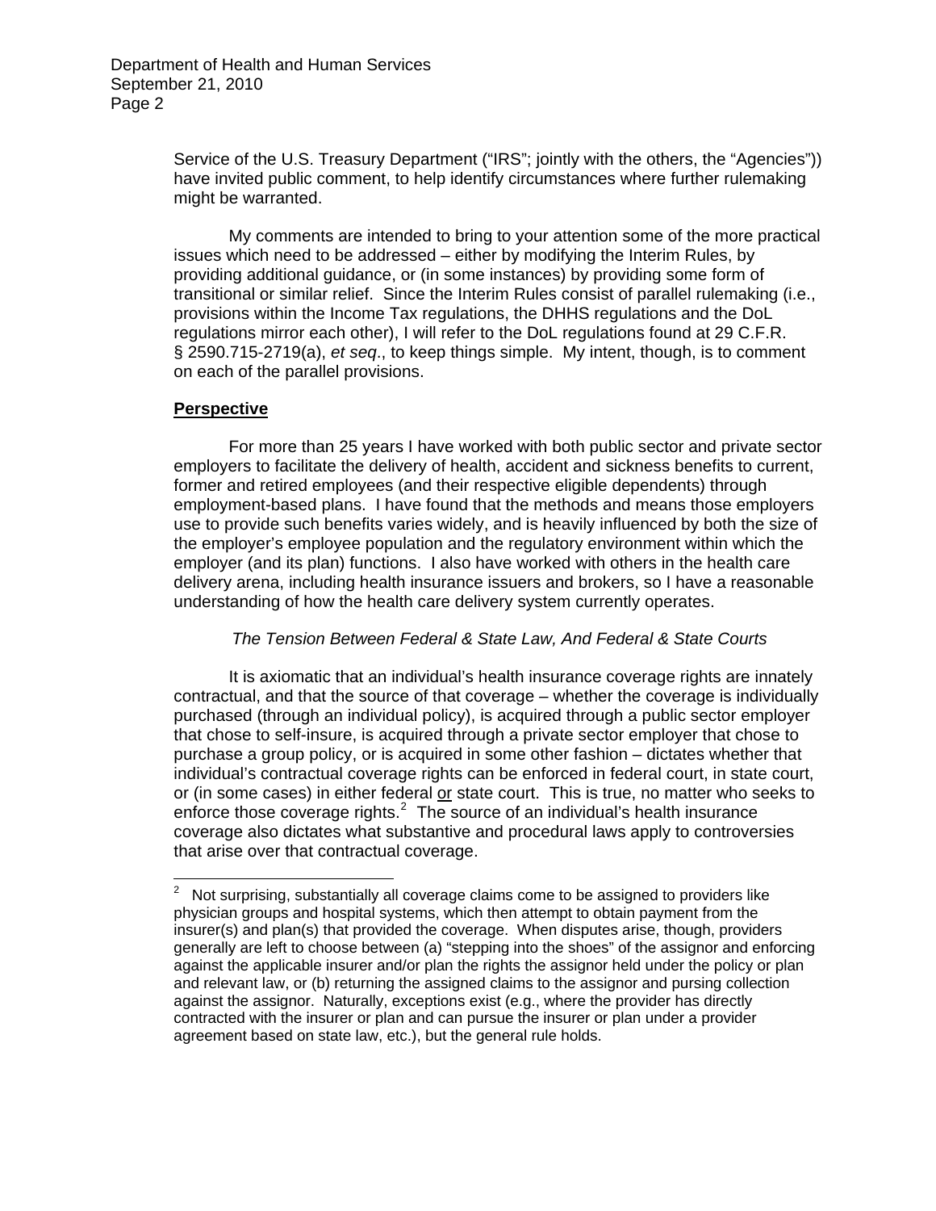Service of the U.S. Treasury Department ("IRS"; jointly with the others, the "Agencies")) have invited public comment, to help identify circumstances where further rulemaking might be warranted.

My comments are intended to bring to your attention some of the more practical issues which need to be addressed – either by modifying the Interim Rules, by providing additional guidance, or (in some instances) by providing some form of transitional or similar relief. Since the Interim Rules consist of parallel rulemaking (i.e., provisions within the Income Tax regulations, the DHHS regulations and the DoL regulations mirror each other), I will refer to the DoL regulations found at 29 C.F.R. § 2590.715-2719(a), *et seq*., to keep things simple. My intent, though, is to comment on each of the parallel provisions.

**Perspective**

For more than 25 years I have worked with both public sector and private sector employers to facilitate the delivery of health, accident and sickness benefits to current, former and retired employees (and their respective eligible dependents) through employment-based plans. I have found that the methods and means those employers use to provide such benefits varies widely, and is heavily influenced by both the size of the employer's employee population and the regulatory environment within which the employer (and its plan) functions. I also have worked with others in the health care delivery arena, including health insurance issuers and brokers, so I have a reasonable understanding of how the health care delivery system currently operates.

*The Tension Between Federal & State Law, And Federal & State Courts*

It is axiomatic that an individual's health insurance coverage rights are innately contractual, and that the source of that coverage – whether the coverage is individually purchased (through an individual policy), is acquired through a public sector employer that chose to self-insure, is acquired through a private sector employer that chose to purchase a group policy, or is acquired in some other fashion – dictates whether that individual's contractual coverage rights can be enforced in federal court, in state court, or (in some cases) in either federal or state court. This is true, no matter who seeks to enforce those coverage rights.[2] The source of an individual's health insurance coverage also dictates what substantive and procedural laws apply to controversies that arise over that contractual coverage.

---

[2] Not surprising, substantially all coverage claims come to be assigned to providers like physician groups and hospital systems, which then attempt to obtain payment from the insurer(s) and plan(s) that provided the coverage. When disputes arise, though, providers generally are left to choose between (a) "stepping into the shoes" of the assignor and enforcing against the applicable insurer and/or plan the rights the assignor held under the policy or plan and relevant law, or (b) returning the assigned claims to the assignor and pursing collection against the assignor. Naturally, exceptions exist (e.g., where the provider has directly contracted with the insurer or plan and can pursue the insurer or plan under a provider agreement based on state law, etc.), but the general rule holds.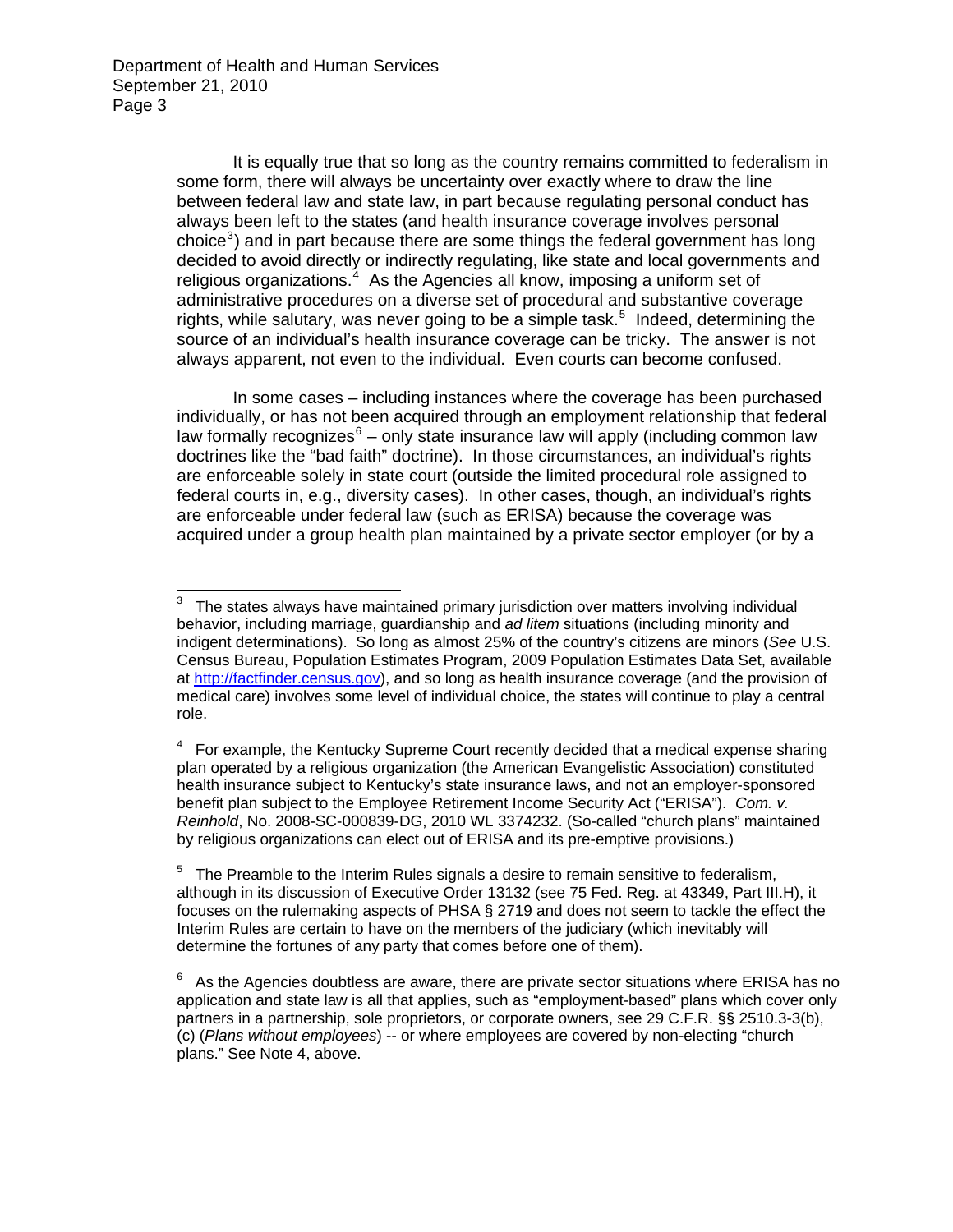It is equally true that so long as the country remains committed to federalism in some form, there will always be uncertainty over exactly where to draw the line between federal law and state law, in part because regulating personal conduct has always been left to the states (and health insurance coverage involves personal choice[3]) and in part because there are some things the federal government has long decided to avoid directly or indirectly regulating, like state and local governments and religious organizations.[4] As the Agencies all know, imposing a uniform set of administrative procedures on a diverse set of procedural and substantive coverage rights, while salutary, was never going to be a simple task.[5] Indeed, determining the source of an individual's health insurance coverage can be tricky. The answer is not always apparent, not even to the individual. Even courts can become confused.

In some cases – including instances where the coverage has been purchased individually, or has not been acquired through an employment relationship that federal law formally recognizes[6] – only state insurance law will apply (including common law doctrines like the "bad faith" doctrine). In those circumstances, an individual's rights are enforceable solely in state court (outside the limited procedural role assigned to federal courts in, e.g., diversity cases). In other cases, though, an individual's rights are enforceable under federal law (such as ERISA) because the coverage was acquired under a group health plan maintained by a private sector employer (or by a

---

[3] The states always have maintained primary jurisdiction over matters involving individual behavior, including marriage, guardianship and *ad litem* situations (including minority and indigent determinations). So long as almost 25% of the country's citizens are minors (*See* U.S. Census Bureau, Population Estimates Program, 2009 Population Estimates Data Set, available at http://factfinder.census.gov), and so long as health insurance coverage (and the provision of medical care) involves some level of individual choice, the states will continue to play a central role.

[4] For example, the Kentucky Supreme Court recently decided that a medical expense sharing plan operated by a religious organization (the American Evangelistic Association) constituted health insurance subject to Kentucky's state insurance laws, and not an employer-sponsored benefit plan subject to the Employee Retirement Income Security Act ("ERISA"). *Com. v. Reinhold*, No. 2008-SC-000839-DG, 2010 WL 3374232. (So-called "church plans" maintained by religious organizations can elect out of ERISA and its pre-emptive provisions.)

[5] The Preamble to the Interim Rules signals a desire to remain sensitive to federalism, although in its discussion of Executive Order 13132 (see 75 Fed. Reg. at 43349, Part III.H), it focuses on the rulemaking aspects of PHSA § 2719 and does not seem to tackle the effect the Interim Rules are certain to have on the members of the judiciary (which inevitably will determine the fortunes of any party that comes before one of them).

[6] As the Agencies doubtless are aware, there are private sector situations where ERISA has no application and state law is all that applies, such as "employment-based" plans which cover only partners in a partnership, sole proprietors, or corporate owners, see 29 C.F.R. §§ 2510.3-3(b), (c) (*Plans without employees*) -- or where employees are covered by non-electing "church plans." See Note 4, above.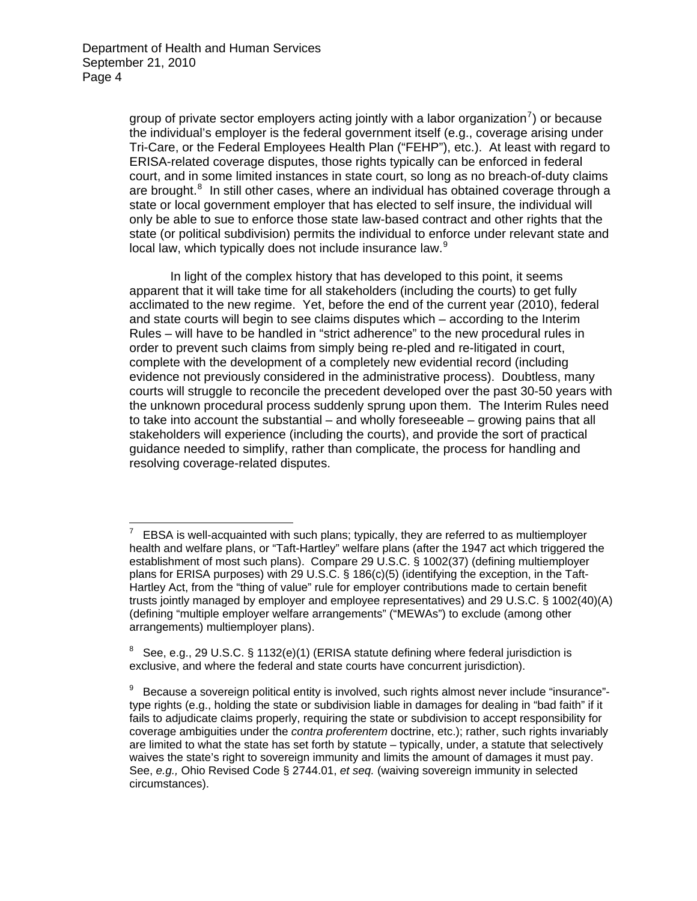group of private sector employers acting jointly with a labor organization[7]) or because the individual's employer is the federal government itself (e.g., coverage arising under Tri-Care, or the Federal Employees Health Plan ("FEHP"), etc.). At least with regard to ERISA-related coverage disputes, those rights typically can be enforced in federal court, and in some limited instances in state court, so long as no breach-of-duty claims are brought.[8] In still other cases, where an individual has obtained coverage through a state or local government employer that has elected to self insure, the individual will only be able to sue to enforce those state law-based contract and other rights that the state (or political subdivision) permits the individual to enforce under relevant state and local law, which typically does not include insurance law.[9]

In light of the complex history that has developed to this point, it seems apparent that it will take time for all stakeholders (including the courts) to get fully acclimated to the new regime. Yet, before the end of the current year (2010), federal and state courts will begin to see claims disputes which – according to the Interim Rules – will have to be handled in "strict adherence" to the new procedural rules in order to prevent such claims from simply being re-pled and re-litigated in court, complete with the development of a completely new evidential record (including evidence not previously considered in the administrative process). Doubtless, many courts will struggle to reconcile the precedent developed over the past 30-50 years with the unknown procedural process suddenly sprung upon them. The Interim Rules need to take into account the substantial – and wholly foreseeable – growing pains that all stakeholders will experience (including the courts), and provide the sort of practical guidance needed to simplify, rather than complicate, the process for handling and resolving coverage-related disputes.

---

[7] EBSA is well-acquainted with such plans; typically, they are referred to as multiemployer health and welfare plans, or "Taft-Hartley" welfare plans (after the 1947 act which triggered the establishment of most such plans). Compare 29 U.S.C. § 1002(37) (defining multiemployer plans for ERISA purposes) with 29 U.S.C. § 186(c)(5) (identifying the exception, in the Taft-Hartley Act, from the "thing of value" rule for employer contributions made to certain benefit trusts jointly managed by employer and employee representatives) and 29 U.S.C. § 1002(40)(A) (defining "multiple employer welfare arrangements" ("MEWAs") to exclude (among other arrangements) multiemployer plans).

[8] See, e.g., 29 U.S.C. § 1132(e)(1) (ERISA statute defining where federal jurisdiction is exclusive, and where the federal and state courts have concurrent jurisdiction).

[9] Because a sovereign political entity is involved, such rights almost never include "insurance"-type rights (e.g., holding the state or subdivision liable in damages for dealing in "bad faith" if it fails to adjudicate claims properly, requiring the state or subdivision to accept responsibility for coverage ambiguities under the *contra proferentem* doctrine, etc.); rather, such rights invariably are limited to what the state has set forth by statute – typically, under, a statute that selectively waives the state's right to sovereign immunity and limits the amount of damages it must pay. See, *e.g.,* Ohio Revised Code § 2744.01, *et seq.* (waiving sovereign immunity in selected circumstances).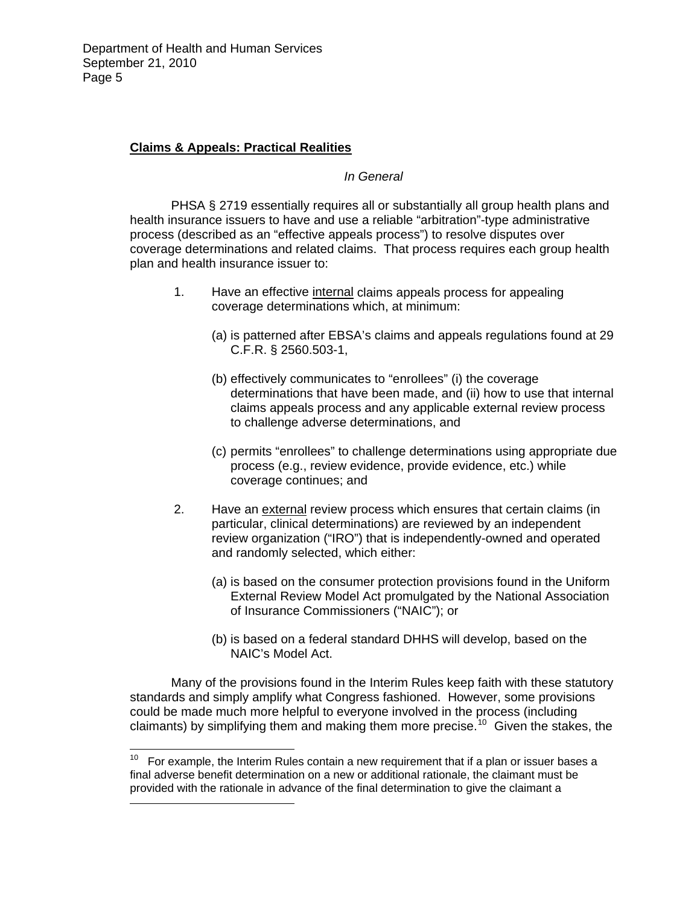**Claims & Appeals: Practical Realities**

*In General*

PHSA § 2719 essentially requires all or substantially all group health plans and health insurance issuers to have and use a reliable "arbitration"-type administrative process (described as an "effective appeals process") to resolve disputes over coverage determinations and related claims. That process requires each group health plan and health insurance issuer to:

1. Have an effective <u>internal</u> claims appeals process for appealing coverage determinations which, at minimum:

   (a) is patterned after EBSA's claims and appeals regulations found at 29 C.F.R. § 2560.503-1,

   (b) effectively communicates to "enrollees" (i) the coverage determinations that have been made, and (ii) how to use that internal claims appeals process and any applicable external review process to challenge adverse determinations, and

   (c) permits "enrollees" to challenge determinations using appropriate due process (e.g., review evidence, provide evidence, etc.) while coverage continues; and

2. Have an <u>external</u> review process which ensures that certain claims (in particular, clinical determinations) are reviewed by an independent review organization ("IRO") that is independently-owned and operated and randomly selected, which either:

   (a) is based on the consumer protection provisions found in the Uniform External Review Model Act promulgated by the National Association of Insurance Commissioners ("NAIC"); or

   (b) is based on a federal standard DHHS will develop, based on the NAIC's Model Act.

Many of the provisions found in the Interim Rules keep faith with these statutory standards and simply amplify what Congress fashioned. However, some provisions could be made much more helpful to everyone involved in the process (including claimants) by simplifying them and making them more precise.[10] Given the stakes, the

---

[10] For example, the Interim Rules contain a new requirement that if a plan or issuer bases a final adverse benefit determination on a new or additional rationale, the claimant must be provided with the rationale in advance of the final determination to give the claimant a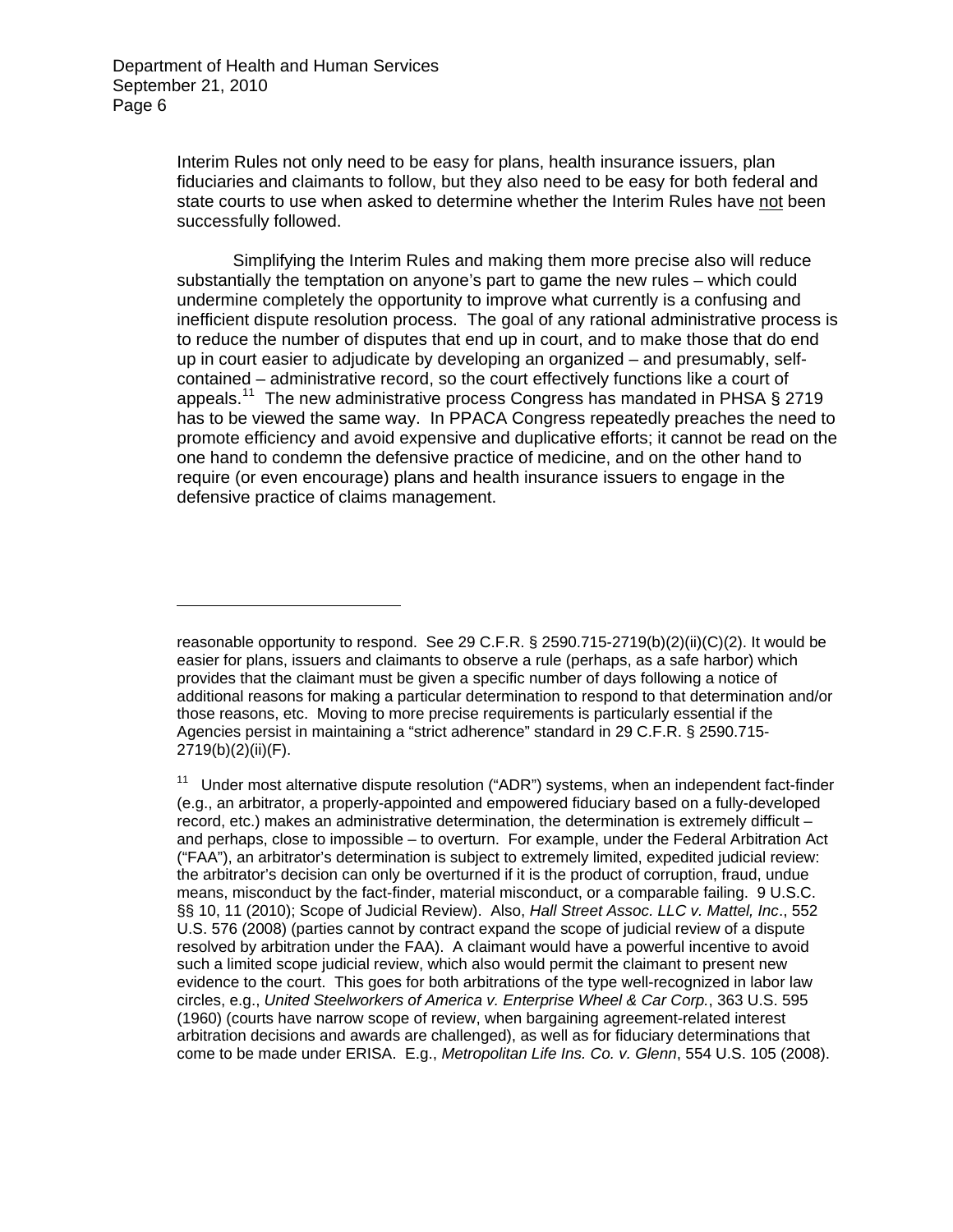Interim Rules not only need to be easy for plans, health insurance issuers, plan fiduciaries and claimants to follow, but they also need to be easy for both federal and state courts to use when asked to determine whether the Interim Rules have not been successfully followed.

Simplifying the Interim Rules and making them more precise also will reduce substantially the temptation on anyone's part to game the new rules – which could undermine completely the opportunity to improve what currently is a confusing and inefficient dispute resolution process. The goal of any rational administrative process is to reduce the number of disputes that end up in court, and to make those that do end up in court easier to adjudicate by developing an organized – and presumably, self-contained – administrative record, so the court effectively functions like a court of appeals.[11] The new administrative process Congress has mandated in PHSA § 2719 has to be viewed the same way. In PPACA Congress repeatedly preaches the need to promote efficiency and avoid expensive and duplicative efforts; it cannot be read on the one hand to condemn the defensive practice of medicine, and on the other hand to require (or even encourage) plans and health insurance issuers to engage in the defensive practice of claims management.

---

reasonable opportunity to respond. See 29 C.F.R. § 2590.715-2719(b)(2)(ii)(C)(2). It would be easier for plans, issuers and claimants to observe a rule (perhaps, as a safe harbor) which provides that the claimant must be given a specific number of days following a notice of additional reasons for making a particular determination to respond to that determination and/or those reasons, etc. Moving to more precise requirements is particularly essential if the Agencies persist in maintaining a "strict adherence" standard in 29 C.F.R. § 2590.715-2719(b)(2)(ii)(F).

[11] Under most alternative dispute resolution ("ADR") systems, when an independent fact-finder (e.g., an arbitrator, a properly-appointed and empowered fiduciary based on a fully-developed record, etc.) makes an administrative determination, the determination is extremely difficult – and perhaps, close to impossible – to overturn. For example, under the Federal Arbitration Act ("FAA"), an arbitrator's determination is subject to extremely limited, expedited judicial review: the arbitrator's decision can only be overturned if it is the product of corruption, fraud, undue means, misconduct by the fact-finder, material misconduct, or a comparable failing. 9 U.S.C. §§ 10, 11 (2010); Scope of Judicial Review). Also, *Hall Street Assoc. LLC v. Mattel, Inc*., 552 U.S. 576 (2008) (parties cannot by contract expand the scope of judicial review of a dispute resolved by arbitration under the FAA). A claimant would have a powerful incentive to avoid such a limited scope judicial review, which also would permit the claimant to present new evidence to the court. This goes for both arbitrations of the type well-recognized in labor law circles, e.g., *United Steelworkers of America v. Enterprise Wheel & Car Corp.*, 363 U.S. 595 (1960) (courts have narrow scope of review, when bargaining agreement-related interest arbitration decisions and awards are challenged), as well as for fiduciary determinations that come to be made under ERISA. E.g., *Metropolitan Life Ins. Co. v. Glenn*, 554 U.S. 105 (2008).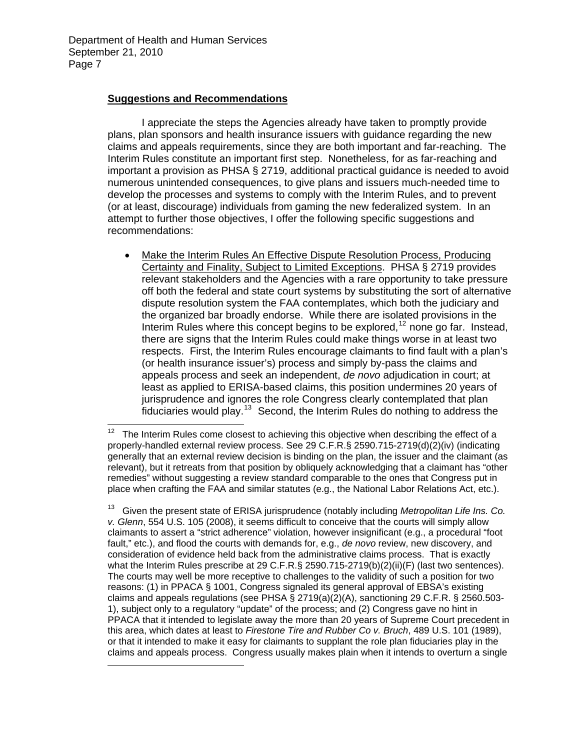## **Suggestions and Recommendations**

I appreciate the steps the Agencies already have taken to promptly provide plans, plan sponsors and health insurance issuers with guidance regarding the new claims and appeals requirements, since they are both important and far-reaching. The Interim Rules constitute an important first step. Nonetheless, for as far-reaching and important a provision as PHSA § 2719, additional practical guidance is needed to avoid numerous unintended consequences, to give plans and issuers much-needed time to develop the processes and systems to comply with the Interim Rules, and to prevent (or at least, discourage) individuals from gaming the new federalized system. In an attempt to further those objectives, I offer the following specific suggestions and recommendations:

- Make the Interim Rules An Effective Dispute Resolution Process, Producing Certainty and Finality, Subject to Limited Exceptions. PHSA § 2719 provides relevant stakeholders and the Agencies with a rare opportunity to take pressure off both the federal and state court systems by substituting the sort of alternative dispute resolution system the FAA contemplates, which both the judiciary and the organized bar broadly endorse. While there are isolated provisions in the Interim Rules where this concept begins to be explored,[12] none go far. Instead, there are signs that the Interim Rules could make things worse in at least two respects. First, the Interim Rules encourage claimants to find fault with a plan's (or health insurance issuer's) process and simply by-pass the claims and appeals process and seek an independent, *de novo* adjudication in court; at least as applied to ERISA-based claims, this position undermines 20 years of jurisprudence and ignores the role Congress clearly contemplated that plan fiduciaries would play.[13] Second, the Interim Rules do nothing to address the

---

[12] The Interim Rules come closest to achieving this objective when describing the effect of a properly-handled external review process. See 29 C.F.R.§ 2590.715-2719(d)(2)(iv) (indicating generally that an external review decision is binding on the plan, the issuer and the claimant (as relevant), but it retreats from that position by obliquely acknowledging that a claimant has "other remedies" without suggesting a review standard comparable to the ones that Congress put in place when crafting the FAA and similar statutes (e.g., the National Labor Relations Act, etc.).

[13] Given the present state of ERISA jurisprudence (notably including *Metropolitan Life Ins. Co. v. Glenn*, 554 U.S. 105 (2008), it seems difficult to conceive that the courts will simply allow claimants to assert a "strict adherence" violation, however insignificant (e.g., a procedural "foot fault," etc.), and flood the courts with demands for, e.g., *de novo* review, new discovery, and consideration of evidence held back from the administrative claims process. That is exactly what the Interim Rules prescribe at 29 C.F.R.§ 2590.715-2719(b)(2)(ii)(F) (last two sentences). The courts may well be more receptive to challenges to the validity of such a position for two reasons: (1) in PPACA § 1001, Congress signaled its general approval of EBSA's existing claims and appeals regulations (see PHSA § 2719(a)(2)(A), sanctioning 29 C.F.R. § 2560.503-1), subject only to a regulatory "update" of the process; and (2) Congress gave no hint in PPACA that it intended to legislate away the more than 20 years of Supreme Court precedent in this area, which dates at least to *Firestone Tire and Rubber Co v. Bruch*, 489 U.S. 101 (1989), or that it intended to make it easy for claimants to supplant the role plan fiduciaries play in the claims and appeals process. Congress usually makes plain when it intends to overturn a single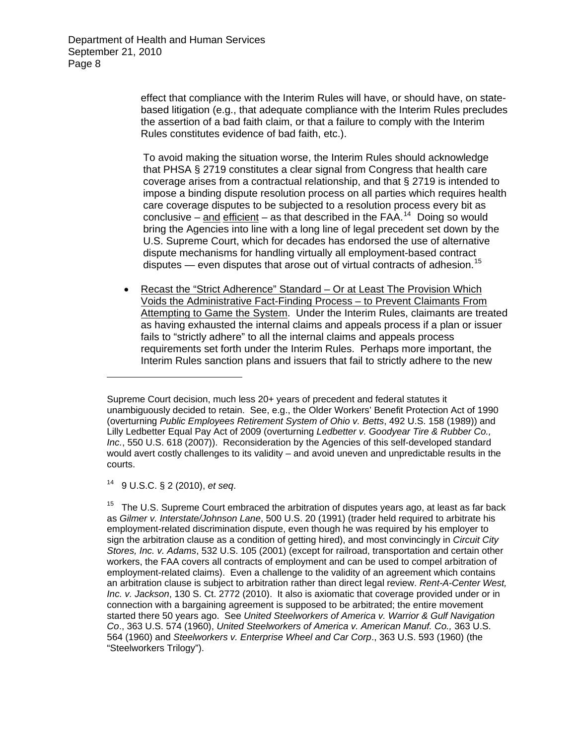effect that compliance with the Interim Rules will have, or should have, on state-based litigation (e.g., that adequate compliance with the Interim Rules precludes the assertion of a bad faith claim, or that a failure to comply with the Interim Rules constitutes evidence of bad faith, etc.).

To avoid making the situation worse, the Interim Rules should acknowledge that PHSA § 2719 constitutes a clear signal from Congress that health care coverage arises from a contractual relationship, and that § 2719 is intended to impose a binding dispute resolution process on all parties which requires health care coverage disputes to be subjected to a resolution process every bit as conclusive – <u>and</u> <u>efficient</u> – as that described in the FAA.[14] Doing so would bring the Agencies into line with a long line of legal precedent set down by the U.S. Supreme Court, which for decades has endorsed the use of alternative dispute mechanisms for handling virtually all employment-based contract disputes — even disputes that arose out of virtual contracts of adhesion.[15]

- <u>Recast the "Strict Adherence" Standard – Or at Least The Provision Which Voids the Administrative Fact-Finding Process – to Prevent Claimants From Attempting to Game the System</u>. Under the Interim Rules, claimants are treated as having exhausted the internal claims and appeals process if a plan or issuer fails to "strictly adhere" to all the internal claims and appeals process requirements set forth under the Interim Rules. Perhaps more important, the Interim Rules sanction plans and issuers that fail to strictly adhere to the new

---

Supreme Court decision, much less 20+ years of precedent and federal statutes it unambiguously decided to retain. See, e.g., the Older Workers' Benefit Protection Act of 1990 (overturning *Public Employees Retirement System of Ohio v. Betts*, 492 U.S. 158 (1989)) and Lilly Ledbetter Equal Pay Act of 2009 (overturning *Ledbetter v. Goodyear Tire & Rubber Co., Inc.*, 550 U.S. 618 (2007)). Reconsideration by the Agencies of this self-developed standard would avert costly challenges to its validity – and avoid uneven and unpredictable results in the courts.

[14] 9 U.S.C. § 2 (2010), *et seq*.

[15] The U.S. Supreme Court embraced the arbitration of disputes years ago, at least as far back as *Gilmer v. Interstate/Johnson Lane*, 500 U.S. 20 (1991) (trader held required to arbitrate his employment-related discrimination dispute, even though he was required by his employer to sign the arbitration clause as a condition of getting hired), and most convincingly in *Circuit City Stores, Inc. v. Adams*, 532 U.S. 105 (2001) (except for railroad, transportation and certain other workers, the FAA covers all contracts of employment and can be used to compel arbitration of employment-related claims). Even a challenge to the validity of an agreement which contains an arbitration clause is subject to arbitration rather than direct legal review. *Rent-A-Center West, Inc. v. Jackson*, 130 S. Ct. 2772 (2010). It also is axiomatic that coverage provided under or in connection with a bargaining agreement is supposed to be arbitrated; the entire movement started there 50 years ago. See *United Steelworkers of America v. Warrior & Gulf Navigation Co*., 363 U.S. 574 (1960), *United Steelworkers of America v. American Manuf. Co.,* 363 U.S. 564 (1960) and *Steelworkers v. Enterprise Wheel and Car Corp*., 363 U.S. 593 (1960) (the "Steelworkers Trilogy").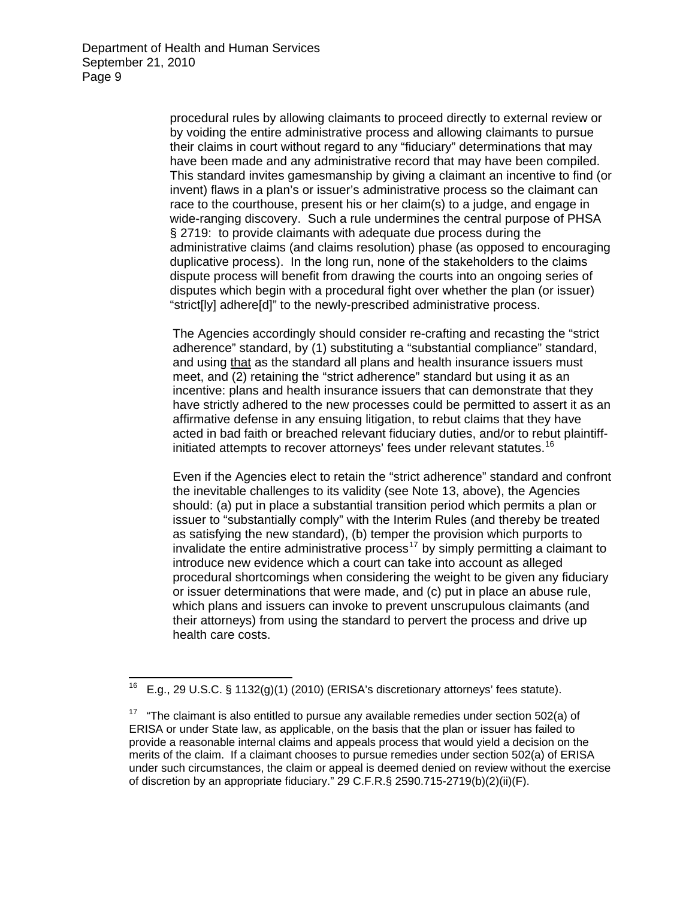procedural rules by allowing claimants to proceed directly to external review or by voiding the entire administrative process and allowing claimants to pursue their claims in court without regard to any "fiduciary" determinations that may have been made and any administrative record that may have been compiled. This standard invites gamesmanship by giving a claimant an incentive to find (or invent) flaws in a plan's or issuer's administrative process so the claimant can race to the courthouse, present his or her claim(s) to a judge, and engage in wide-ranging discovery. Such a rule undermines the central purpose of PHSA § 2719: to provide claimants with adequate due process during the administrative claims (and claims resolution) phase (as opposed to encouraging duplicative process). In the long run, none of the stakeholders to the claims dispute process will benefit from drawing the courts into an ongoing series of disputes which begin with a procedural fight over whether the plan (or issuer) "strict[ly] adhere[d]" to the newly-prescribed administrative process.

The Agencies accordingly should consider re-crafting and recasting the "strict adherence" standard, by (1) substituting a "substantial compliance" standard, and using <u>that</u> as the standard all plans and health insurance issuers must meet, and (2) retaining the "strict adherence" standard but using it as an incentive: plans and health insurance issuers that can demonstrate that they have strictly adhered to the new processes could be permitted to assert it as an affirmative defense in any ensuing litigation, to rebut claims that they have acted in bad faith or breached relevant fiduciary duties, and/or to rebut plaintiff-initiated attempts to recover attorneys' fees under relevant statutes.[16]

Even if the Agencies elect to retain the "strict adherence" standard and confront the inevitable challenges to its validity (see Note 13, above), the Agencies should: (a) put in place a substantial transition period which permits a plan or issuer to "substantially comply" with the Interim Rules (and thereby be treated as satisfying the new standard), (b) temper the provision which purports to invalidate the entire administrative process[17] by simply permitting a claimant to introduce new evidence which a court can take into account as alleged procedural shortcomings when considering the weight to be given any fiduciary or issuer determinations that were made, and (c) put in place an abuse rule, which plans and issuers can invoke to prevent unscrupulous claimants (and their attorneys) from using the standard to pervert the process and drive up health care costs.

---

[16] E.g., 29 U.S.C. § 1132(g)(1) (2010) (ERISA's discretionary attorneys' fees statute).

[17] "The claimant is also entitled to pursue any available remedies under section 502(a) of ERISA or under State law, as applicable, on the basis that the plan or issuer has failed to provide a reasonable internal claims and appeals process that would yield a decision on the merits of the claim. If a claimant chooses to pursue remedies under section 502(a) of ERISA under such circumstances, the claim or appeal is deemed denied on review without the exercise of discretion by an appropriate fiduciary." 29 C.F.R.§ 2590.715-2719(b)(2)(ii)(F).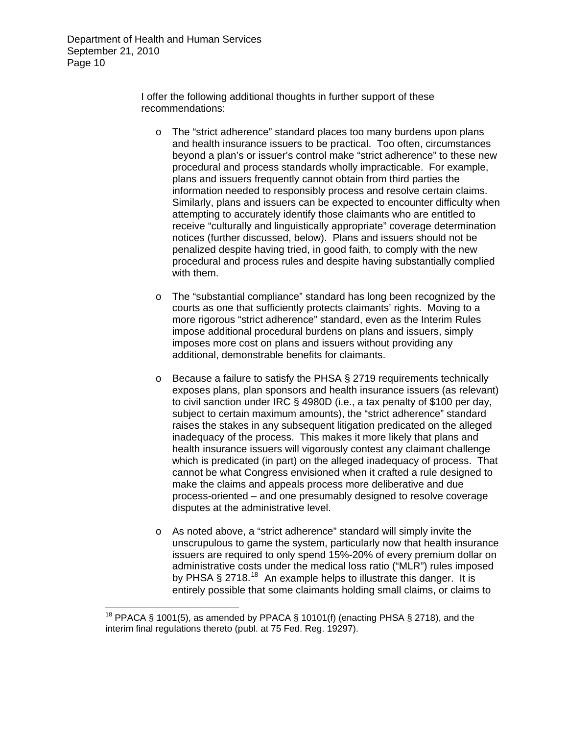I offer the following additional thoughts in further support of these recommendations:

- The "strict adherence" standard places too many burdens upon plans and health insurance issuers to be practical. Too often, circumstances beyond a plan's or issuer's control make "strict adherence" to these new procedural and process standards wholly impracticable. For example, plans and issuers frequently cannot obtain from third parties the information needed to responsibly process and resolve certain claims. Similarly, plans and issuers can be expected to encounter difficulty when attempting to accurately identify those claimants who are entitled to receive "culturally and linguistically appropriate" coverage determination notices (further discussed, below). Plans and issuers should not be penalized despite having tried, in good faith, to comply with the new procedural and process rules and despite having substantially complied with them.

- The "substantial compliance" standard has long been recognized by the courts as one that sufficiently protects claimants' rights. Moving to a more rigorous "strict adherence" standard, even as the Interim Rules impose additional procedural burdens on plans and issuers, simply imposes more cost on plans and issuers without providing any additional, demonstrable benefits for claimants.

- Because a failure to satisfy the PHSA § 2719 requirements technically exposes plans, plan sponsors and health insurance issuers (as relevant) to civil sanction under IRC § 4980D (i.e., a tax penalty of $100 per day, subject to certain maximum amounts), the "strict adherence" standard raises the stakes in any subsequent litigation predicated on the alleged inadequacy of the process. This makes it more likely that plans and health insurance issuers will vigorously contest any claimant challenge which is predicated (in part) on the alleged inadequacy of process. That cannot be what Congress envisioned when it crafted a rule designed to make the claims and appeals process more deliberative and due process-oriented – and one presumably designed to resolve coverage disputes at the administrative level.

- As noted above, a "strict adherence" standard will simply invite the unscrupulous to game the system, particularly now that health insurance issuers are required to only spend 15%-20% of every premium dollar on administrative costs under the medical loss ratio ("MLR") rules imposed by PHSA § 2718.[18] An example helps to illustrate this danger. It is entirely possible that some claimants holding small claims, or claims to

---

[18] PPACA § 1001(5), as amended by PPACA § 10101(f) (enacting PHSA § 2718), and the interim final regulations thereto (publ. at 75 Fed. Reg. 19297).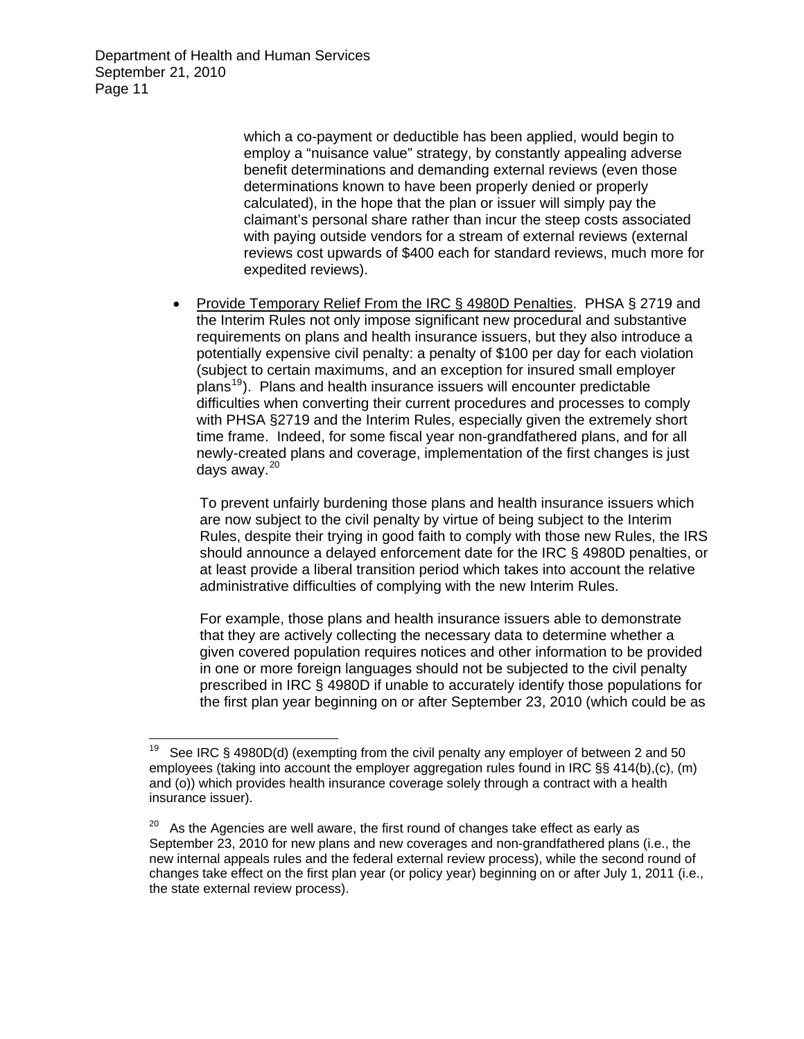which a co-payment or deductible has been applied, would begin to employ a "nuisance value" strategy, by constantly appealing adverse benefit determinations and demanding external reviews (even those determinations known to have been properly denied or properly calculated), in the hope that the plan or issuer will simply pay the claimant's personal share rather than incur the steep costs associated with paying outside vendors for a stream of external reviews (external reviews cost upwards of $400 each for standard reviews, much more for expedited reviews).

- Provide Temporary Relief From the IRC § 4980D Penalties. PHSA § 2719 and the Interim Rules not only impose significant new procedural and substantive requirements on plans and health insurance issuers, but they also introduce a potentially expensive civil penalty: a penalty of $100 per day for each violation (subject to certain maximums, and an exception for insured small employer plans[19]). Plans and health insurance issuers will encounter predictable difficulties when converting their current procedures and processes to comply with PHSA §2719 and the Interim Rules, especially given the extremely short time frame. Indeed, for some fiscal year non-grandfathered plans, and for all newly-created plans and coverage, implementation of the first changes is just days away.[20]

  To prevent unfairly burdening those plans and health insurance issuers which are now subject to the civil penalty by virtue of being subject to the Interim Rules, despite their trying in good faith to comply with those new Rules, the IRS should announce a delayed enforcement date for the IRC § 4980D penalties, or at least provide a liberal transition period which takes into account the relative administrative difficulties of complying with the new Interim Rules.

  For example, those plans and health insurance issuers able to demonstrate that they are actively collecting the necessary data to determine whether a given covered population requires notices and other information to be provided in one or more foreign languages should not be subjected to the civil penalty prescribed in IRC § 4980D if unable to accurately identify those populations for the first plan year beginning on or after September 23, 2010 (which could be as

---

[19] See IRC § 4980D(d) (exempting from the civil penalty any employer of between 2 and 50 employees (taking into account the employer aggregation rules found in IRC §§ 414(b),(c), (m) and (o)) which provides health insurance coverage solely through a contract with a health insurance issuer).

[20] As the Agencies are well aware, the first round of changes take effect as early as September 23, 2010 for new plans and new coverages and non-grandfathered plans (i.e., the new internal appeals rules and the federal external review process), while the second round of changes take effect on the first plan year (or policy year) beginning on or after July 1, 2011 (i.e., the state external review process).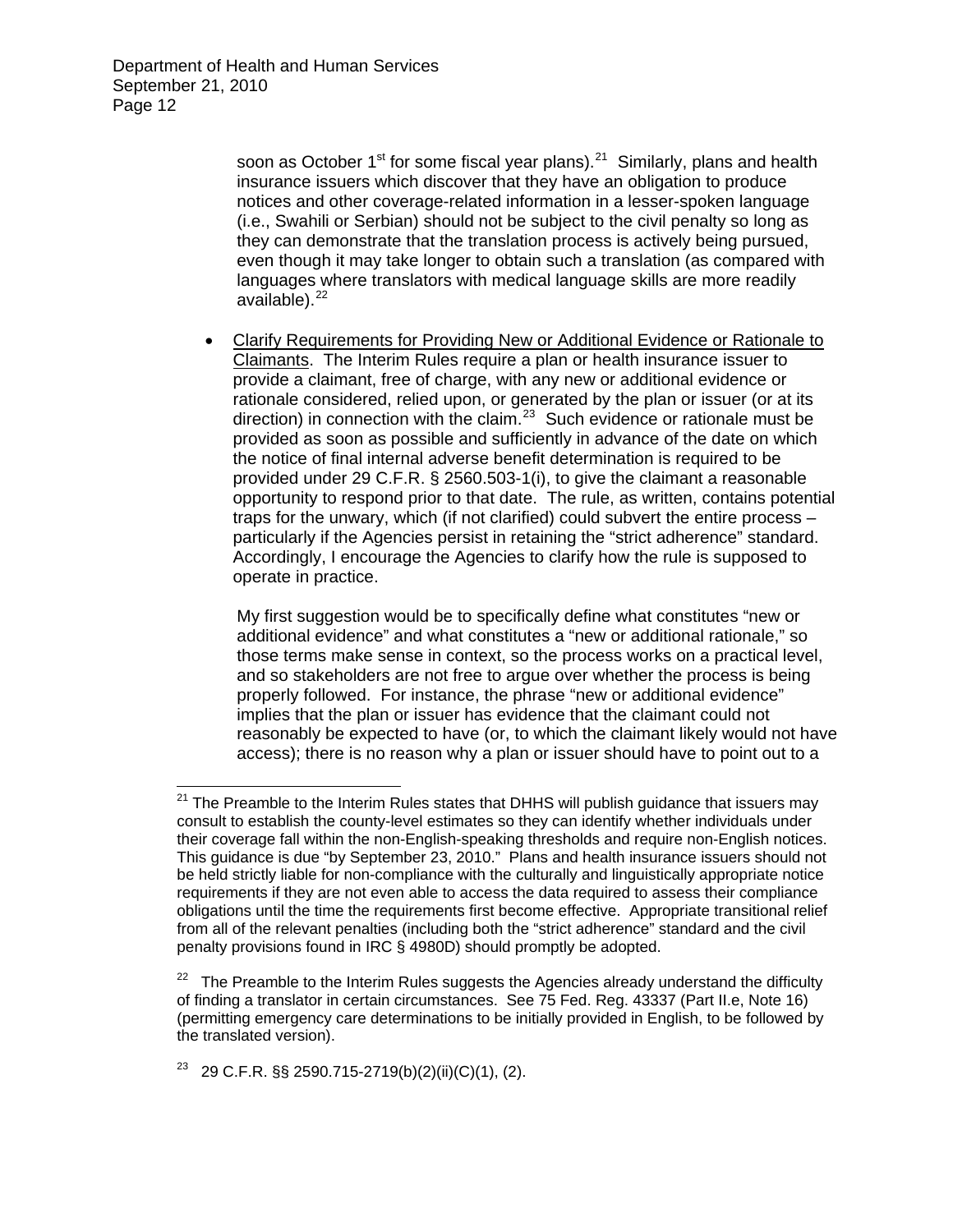soon as October 1st for some fiscal year plans).[21] Similarly, plans and health insurance issuers which discover that they have an obligation to produce notices and other coverage-related information in a lesser-spoken language (i.e., Swahili or Serbian) should not be subject to the civil penalty so long as they can demonstrate that the translation process is actively being pursued, even though it may take longer to obtain such a translation (as compared with languages where translators with medical language skills are more readily available).[22]

- Clarify Requirements for Providing New or Additional Evidence or Rationale to Claimants. The Interim Rules require a plan or health insurance issuer to provide a claimant, free of charge, with any new or additional evidence or rationale considered, relied upon, or generated by the plan or issuer (or at its direction) in connection with the claim.[23] Such evidence or rationale must be provided as soon as possible and sufficiently in advance of the date on which the notice of final internal adverse benefit determination is required to be provided under 29 C.F.R. § 2560.503-1(i), to give the claimant a reasonable opportunity to respond prior to that date. The rule, as written, contains potential traps for the unwary, which (if not clarified) could subvert the entire process – particularly if the Agencies persist in retaining the "strict adherence" standard. Accordingly, I encourage the Agencies to clarify how the rule is supposed to operate in practice.

  My first suggestion would be to specifically define what constitutes "new or additional evidence" and what constitutes a "new or additional rationale," so those terms make sense in context, so the process works on a practical level, and so stakeholders are not free to argue over whether the process is being properly followed. For instance, the phrase "new or additional evidence" implies that the plan or issuer has evidence that the claimant could not reasonably be expected to have (or, to which the claimant likely would not have access); there is no reason why a plan or issuer should have to point out to a

---

[21] The Preamble to the Interim Rules states that DHHS will publish guidance that issuers may consult to establish the county-level estimates so they can identify whether individuals under their coverage fall within the non-English-speaking thresholds and require non-English notices. This guidance is due "by September 23, 2010." Plans and health insurance issuers should not be held strictly liable for non-compliance with the culturally and linguistically appropriate notice requirements if they are not even able to access the data required to assess their compliance obligations until the time the requirements first become effective. Appropriate transitional relief from all of the relevant penalties (including both the "strict adherence" standard and the civil penalty provisions found in IRC § 4980D) should promptly be adopted.

[22] The Preamble to the Interim Rules suggests the Agencies already understand the difficulty of finding a translator in certain circumstances. See 75 Fed. Reg. 43337 (Part II.e, Note 16) (permitting emergency care determinations to be initially provided in English, to be followed by the translated version).

[23] 29 C.F.R. §§ 2590.715-2719(b)(2)(ii)(C)(1), (2).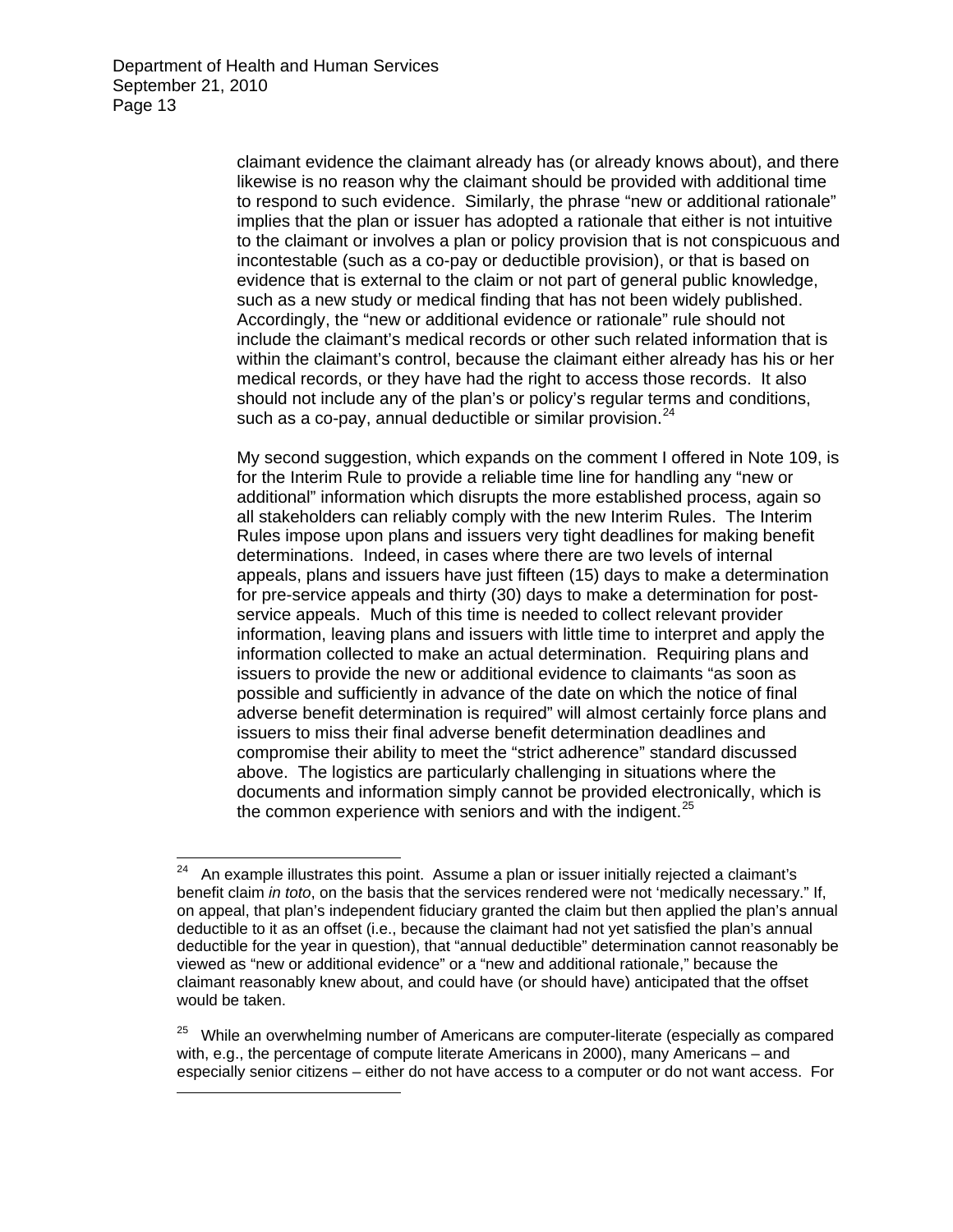claimant evidence the claimant already has (or already knows about), and there likewise is no reason why the claimant should be provided with additional time to respond to such evidence. Similarly, the phrase "new or additional rationale" implies that the plan or issuer has adopted a rationale that either is not intuitive to the claimant or involves a plan or policy provision that is not conspicuous and incontestable (such as a co-pay or deductible provision), or that is based on evidence that is external to the claim or not part of general public knowledge, such as a new study or medical finding that has not been widely published. Accordingly, the "new or additional evidence or rationale" rule should not include the claimant's medical records or other such related information that is within the claimant's control, because the claimant either already has his or her medical records, or they have had the right to access those records. It also should not include any of the plan's or policy's regular terms and conditions, such as a co-pay, annual deductible or similar provision.[24]

My second suggestion, which expands on the comment I offered in Note 109, is for the Interim Rule to provide a reliable time line for handling any "new or additional" information which disrupts the more established process, again so all stakeholders can reliably comply with the new Interim Rules. The Interim Rules impose upon plans and issuers very tight deadlines for making benefit determinations. Indeed, in cases where there are two levels of internal appeals, plans and issuers have just fifteen (15) days to make a determination for pre-service appeals and thirty (30) days to make a determination for post-service appeals. Much of this time is needed to collect relevant provider information, leaving plans and issuers with little time to interpret and apply the information collected to make an actual determination. Requiring plans and issuers to provide the new or additional evidence to claimants "as soon as possible and sufficiently in advance of the date on which the notice of final adverse benefit determination is required" will almost certainly force plans and issuers to miss their final adverse benefit determination deadlines and compromise their ability to meet the "strict adherence" standard discussed above. The logistics are particularly challenging in situations where the documents and information simply cannot be provided electronically, which is the common experience with seniors and with the indigent.[25]

---

[24] An example illustrates this point. Assume a plan or issuer initially rejected a claimant's benefit claim *in toto*, on the basis that the services rendered were not 'medically necessary." If, on appeal, that plan's independent fiduciary granted the claim but then applied the plan's annual deductible to it as an offset (i.e., because the claimant had not yet satisfied the plan's annual deductible for the year in question), that "annual deductible" determination cannot reasonably be viewed as "new or additional evidence" or a "new and additional rationale," because the claimant reasonably knew about, and could have (or should have) anticipated that the offset would be taken.

[25] While an overwhelming number of Americans are computer-literate (especially as compared with, e.g., the percentage of compute literate Americans in 2000), many Americans – and especially senior citizens – either do not have access to a computer or do not want access. For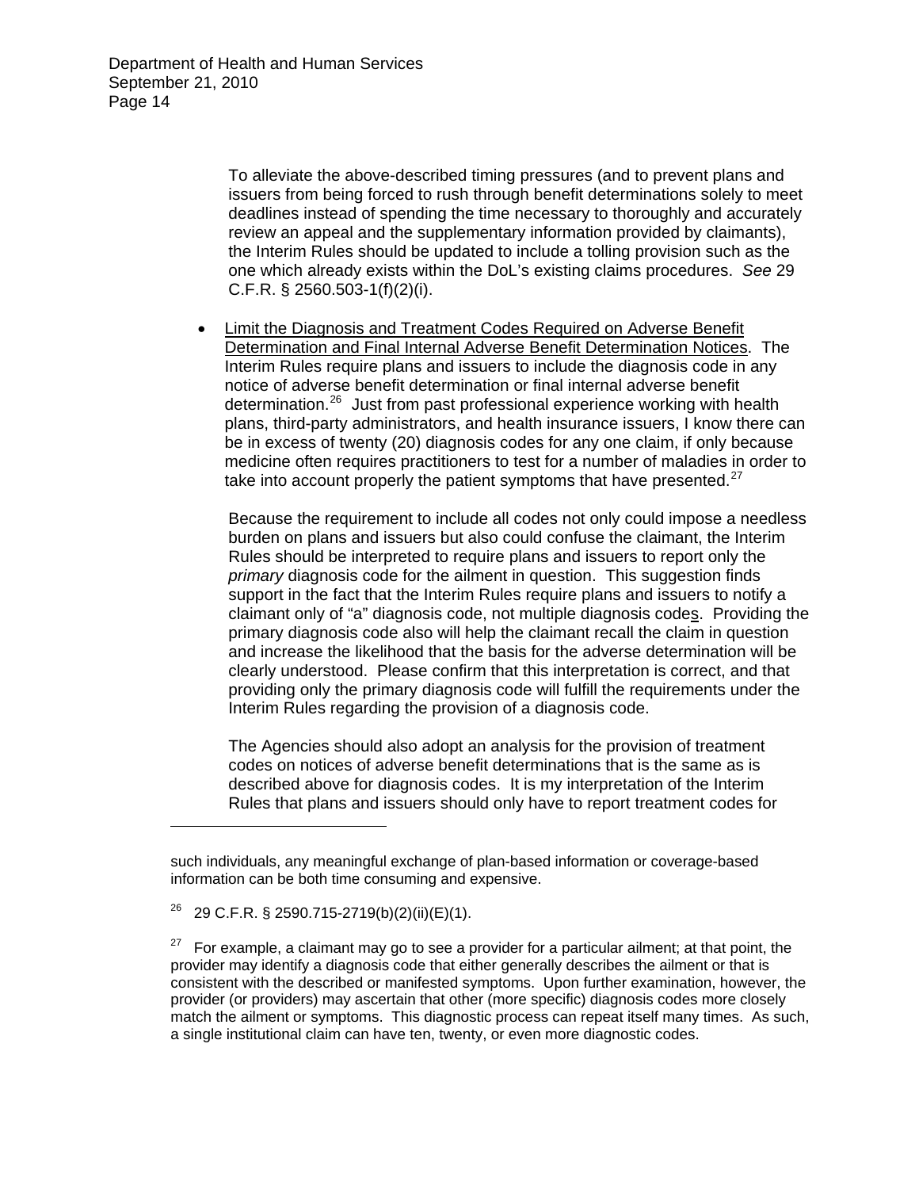To alleviate the above-described timing pressures (and to prevent plans and issuers from being forced to rush through benefit determinations solely to meet deadlines instead of spending the time necessary to thoroughly and accurately review an appeal and the supplementary information provided by claimants), the Interim Rules should be updated to include a tolling provision such as the one which already exists within the DoL's existing claims procedures. *See* 29 C.F.R. § 2560.503-1(f)(2)(i).

- Limit the Diagnosis and Treatment Codes Required on Adverse Benefit Determination and Final Internal Adverse Benefit Determination Notices. The Interim Rules require plans and issuers to include the diagnosis code in any notice of adverse benefit determination or final internal adverse benefit determination.[26] Just from past professional experience working with health plans, third-party administrators, and health insurance issuers, I know there can be in excess of twenty (20) diagnosis codes for any one claim, if only because medicine often requires practitioners to test for a number of maladies in order to take into account properly the patient symptoms that have presented.[27]

  Because the requirement to include all codes not only could impose a needless burden on plans and issuers but also could confuse the claimant, the Interim Rules should be interpreted to require plans and issuers to report only the *primary* diagnosis code for the ailment in question. This suggestion finds support in the fact that the Interim Rules require plans and issuers to notify a claimant only of "a" diagnosis code, not multiple diagnosis codes. Providing the primary diagnosis code also will help the claimant recall the claim in question and increase the likelihood that the basis for the adverse determination will be clearly understood. Please confirm that this interpretation is correct, and that providing only the primary diagnosis code will fulfill the requirements under the Interim Rules regarding the provision of a diagnosis code.

  The Agencies should also adopt an analysis for the provision of treatment codes on notices of adverse benefit determinations that is the same as is described above for diagnosis codes. It is my interpretation of the Interim Rules that plans and issuers should only have to report treatment codes for

---

such individuals, any meaningful exchange of plan-based information or coverage-based information can be both time consuming and expensive.

[26] 29 C.F.R. § 2590.715-2719(b)(2)(ii)(E)(1).

[27] For example, a claimant may go to see a provider for a particular ailment; at that point, the provider may identify a diagnosis code that either generally describes the ailment or that is consistent with the described or manifested symptoms. Upon further examination, however, the provider (or providers) may ascertain that other (more specific) diagnosis codes more closely match the ailment or symptoms. This diagnostic process can repeat itself many times. As such, a single institutional claim can have ten, twenty, or even more diagnostic codes.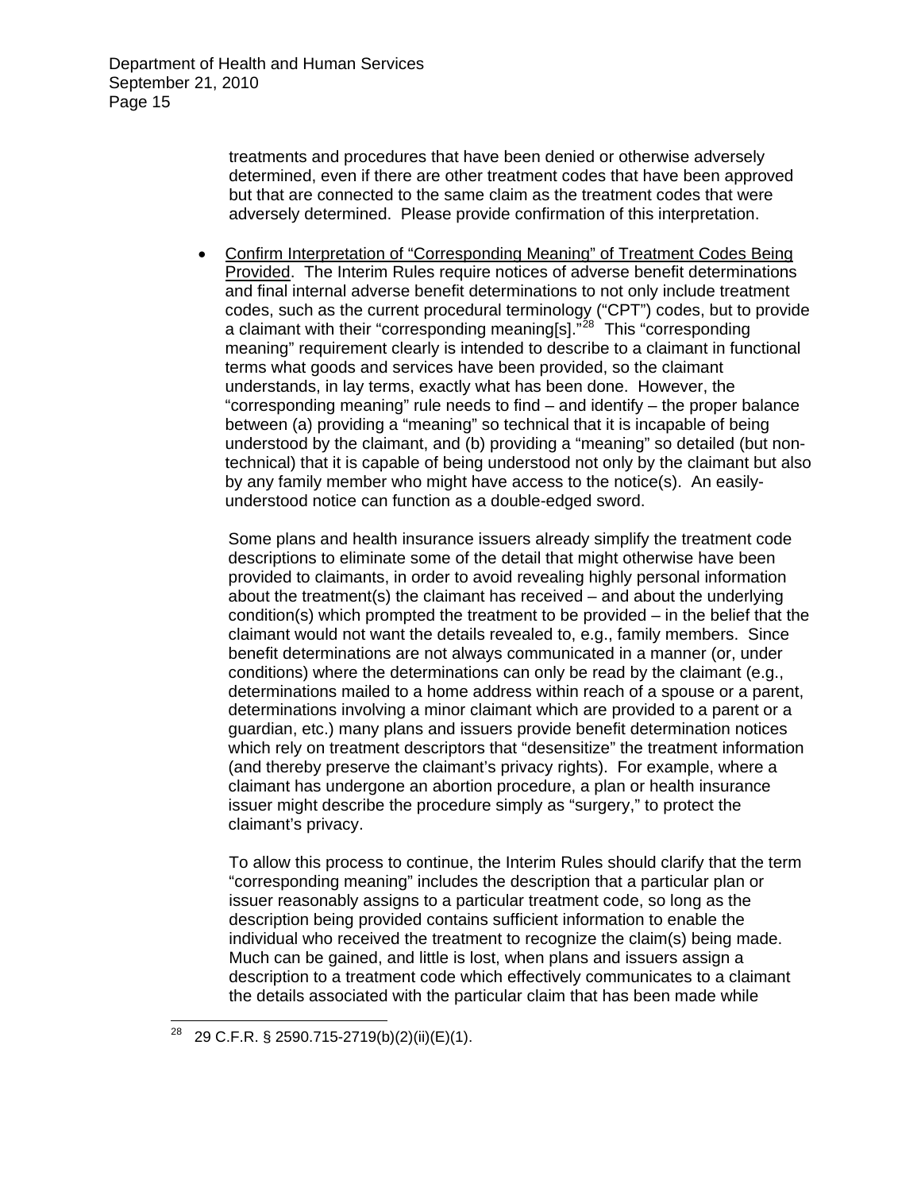treatments and procedures that have been denied or otherwise adversely determined, even if there are other treatment codes that have been approved but that are connected to the same claim as the treatment codes that were adversely determined. Please provide confirmation of this interpretation.

- Confirm Interpretation of "Corresponding Meaning" of Treatment Codes Being Provided. The Interim Rules require notices of adverse benefit determinations and final internal adverse benefit determinations to not only include treatment codes, such as the current procedural terminology ("CPT") codes, but to provide a claimant with their "corresponding meaning[s]."[28] This "corresponding meaning" requirement clearly is intended to describe to a claimant in functional terms what goods and services have been provided, so the claimant understands, in lay terms, exactly what has been done. However, the "corresponding meaning" rule needs to find – and identify – the proper balance between (a) providing a "meaning" so technical that it is incapable of being understood by the claimant, and (b) providing a "meaning" so detailed (but non-technical) that it is capable of being understood not only by the claimant but also by any family member who might have access to the notice(s). An easily-understood notice can function as a double-edged sword.

  Some plans and health insurance issuers already simplify the treatment code descriptions to eliminate some of the detail that might otherwise have been provided to claimants, in order to avoid revealing highly personal information about the treatment(s) the claimant has received – and about the underlying condition(s) which prompted the treatment to be provided – in the belief that the claimant would not want the details revealed to, e.g., family members. Since benefit determinations are not always communicated in a manner (or, under conditions) where the determinations can only be read by the claimant (e.g., determinations mailed to a home address within reach of a spouse or a parent, determinations involving a minor claimant which are provided to a parent or a guardian, etc.) many plans and issuers provide benefit determination notices which rely on treatment descriptors that "desensitize" the treatment information (and thereby preserve the claimant's privacy rights). For example, where a claimant has undergone an abortion procedure, a plan or health insurance issuer might describe the procedure simply as "surgery," to protect the claimant's privacy.

  To allow this process to continue, the Interim Rules should clarify that the term "corresponding meaning" includes the description that a particular plan or issuer reasonably assigns to a particular treatment code, so long as the description being provided contains sufficient information to enable the individual who received the treatment to recognize the claim(s) being made. Much can be gained, and little is lost, when plans and issuers assign a description to a treatment code which effectively communicates to a claimant the details associated with the particular claim that has been made while

[28] 29 C.F.R. § 2590.715-2719(b)(2)(ii)(E)(1).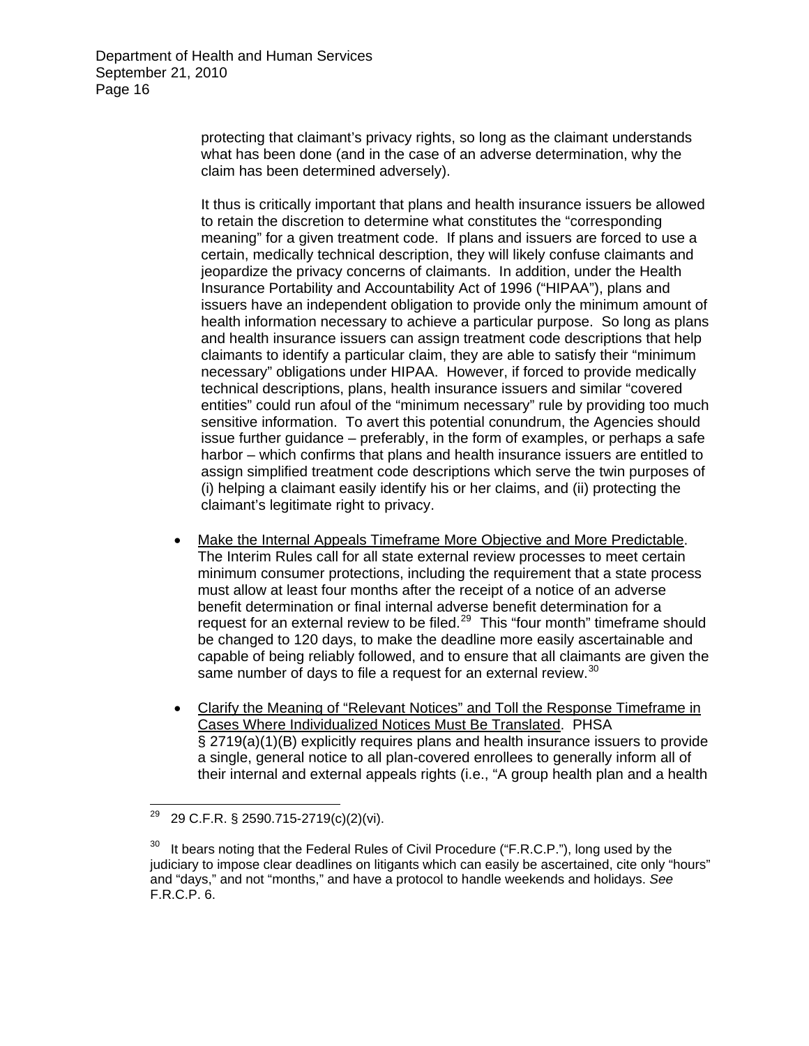protecting that claimant's privacy rights, so long as the claimant understands what has been done (and in the case of an adverse determination, why the claim has been determined adversely).

It thus is critically important that plans and health insurance issuers be allowed to retain the discretion to determine what constitutes the "corresponding meaning" for a given treatment code. If plans and issuers are forced to use a certain, medically technical description, they will likely confuse claimants and jeopardize the privacy concerns of claimants. In addition, under the Health Insurance Portability and Accountability Act of 1996 ("HIPAA"), plans and issuers have an independent obligation to provide only the minimum amount of health information necessary to achieve a particular purpose. So long as plans and health insurance issuers can assign treatment code descriptions that help claimants to identify a particular claim, they are able to satisfy their "minimum necessary" obligations under HIPAA. However, if forced to provide medically technical descriptions, plans, health insurance issuers and similar "covered entities" could run afoul of the "minimum necessary" rule by providing too much sensitive information. To avert this potential conundrum, the Agencies should issue further guidance – preferably, in the form of examples, or perhaps a safe harbor – which confirms that plans and health insurance issuers are entitled to assign simplified treatment code descriptions which serve the twin purposes of (i) helping a claimant easily identify his or her claims, and (ii) protecting the claimant's legitimate right to privacy.

- Make the Internal Appeals Timeframe More Objective and More Predictable. The Interim Rules call for all state external review processes to meet certain minimum consumer protections, including the requirement that a state process must allow at least four months after the receipt of a notice of an adverse benefit determination or final internal adverse benefit determination for a request for an external review to be filed.[29] This "four month" timeframe should be changed to 120 days, to make the deadline more easily ascertainable and capable of being reliably followed, and to ensure that all claimants are given the same number of days to file a request for an external review.[30]

- Clarify the Meaning of "Relevant Notices" and Toll the Response Timeframe in Cases Where Individualized Notices Must Be Translated. PHSA § 2719(a)(1)(B) explicitly requires plans and health insurance issuers to provide a single, general notice to all plan-covered enrollees to generally inform all of their internal and external appeals rights (i.e., "A group health plan and a health

---

[29] 29 C.F.R. § 2590.715-2719(c)(2)(vi).

[30] It bears noting that the Federal Rules of Civil Procedure ("F.R.C.P."), long used by the judiciary to impose clear deadlines on litigants which can easily be ascertained, cite only "hours" and "days," and not "months," and have a protocol to handle weekends and holidays. *See* F.R.C.P. 6.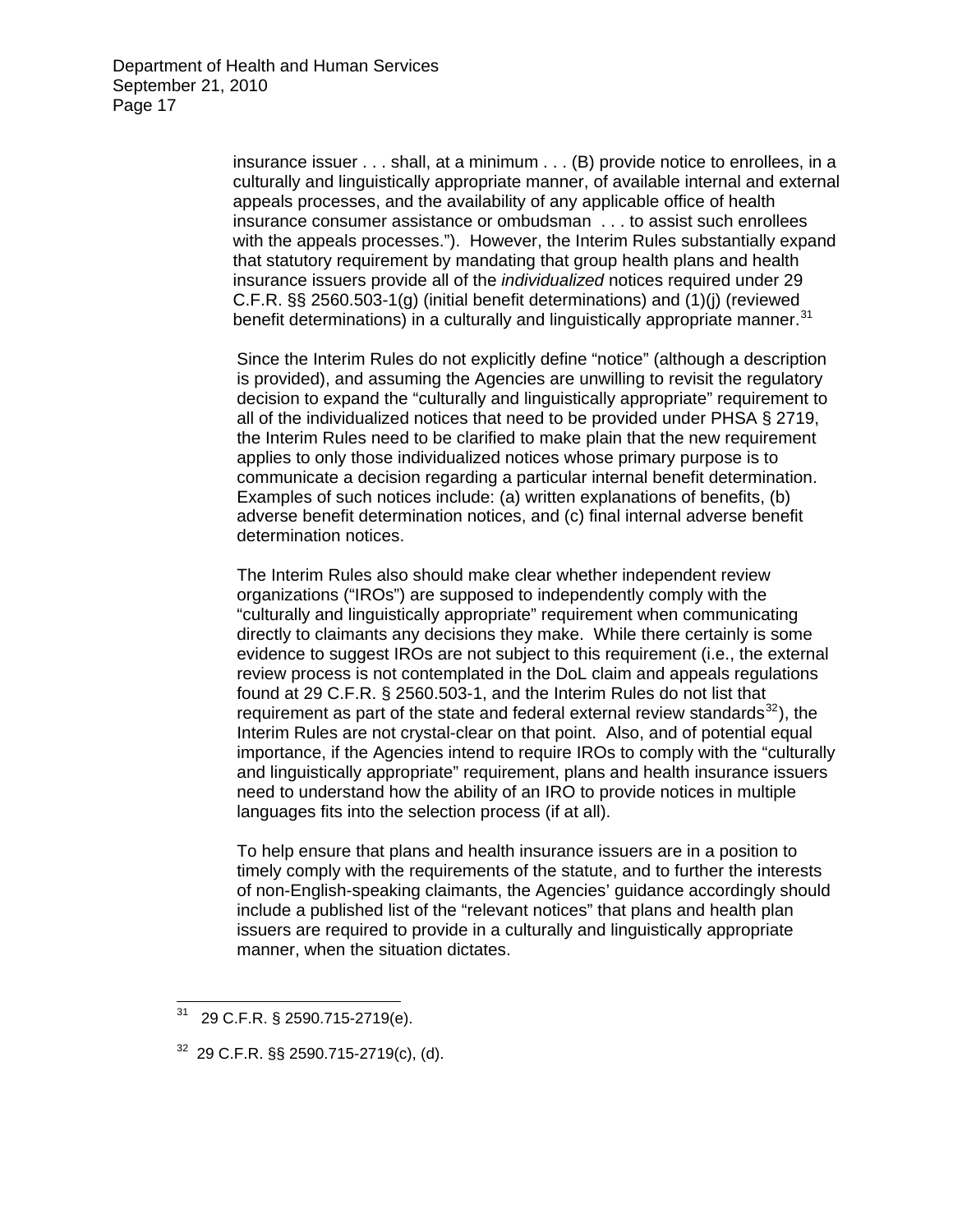insurance issuer . . . shall, at a minimum . . . (B) provide notice to enrollees, in a culturally and linguistically appropriate manner, of available internal and external appeals processes, and the availability of any applicable office of health insurance consumer assistance or ombudsman . . . to assist such enrollees with the appeals processes."). However, the Interim Rules substantially expand that statutory requirement by mandating that group health plans and health insurance issuers provide all of the *individualized* notices required under 29 C.F.R. §§ 2560.503-1(g) (initial benefit determinations) and (1)(j) (reviewed benefit determinations) in a culturally and linguistically appropriate manner.[31]

Since the Interim Rules do not explicitly define "notice" (although a description is provided), and assuming the Agencies are unwilling to revisit the regulatory decision to expand the "culturally and linguistically appropriate" requirement to all of the individualized notices that need to be provided under PHSA § 2719, the Interim Rules need to be clarified to make plain that the new requirement applies to only those individualized notices whose primary purpose is to communicate a decision regarding a particular internal benefit determination. Examples of such notices include: (a) written explanations of benefits, (b) adverse benefit determination notices, and (c) final internal adverse benefit determination notices.

The Interim Rules also should make clear whether independent review organizations ("IROs") are supposed to independently comply with the "culturally and linguistically appropriate" requirement when communicating directly to claimants any decisions they make. While there certainly is some evidence to suggest IROs are not subject to this requirement (i.e., the external review process is not contemplated in the DoL claim and appeals regulations found at 29 C.F.R. § 2560.503-1, and the Interim Rules do not list that requirement as part of the state and federal external review standards[32]), the Interim Rules are not crystal-clear on that point. Also, and of potential equal importance, if the Agencies intend to require IROs to comply with the "culturally and linguistically appropriate" requirement, plans and health insurance issuers need to understand how the ability of an IRO to provide notices in multiple languages fits into the selection process (if at all).

To help ensure that plans and health insurance issuers are in a position to timely comply with the requirements of the statute, and to further the interests of non-English-speaking claimants, the Agencies' guidance accordingly should include a published list of the "relevant notices" that plans and health plan issuers are required to provide in a culturally and linguistically appropriate manner, when the situation dictates.

---

[31] 29 C.F.R. § 2590.715-2719(e).

[32] 29 C.F.R. §§ 2590.715-2719(c), (d).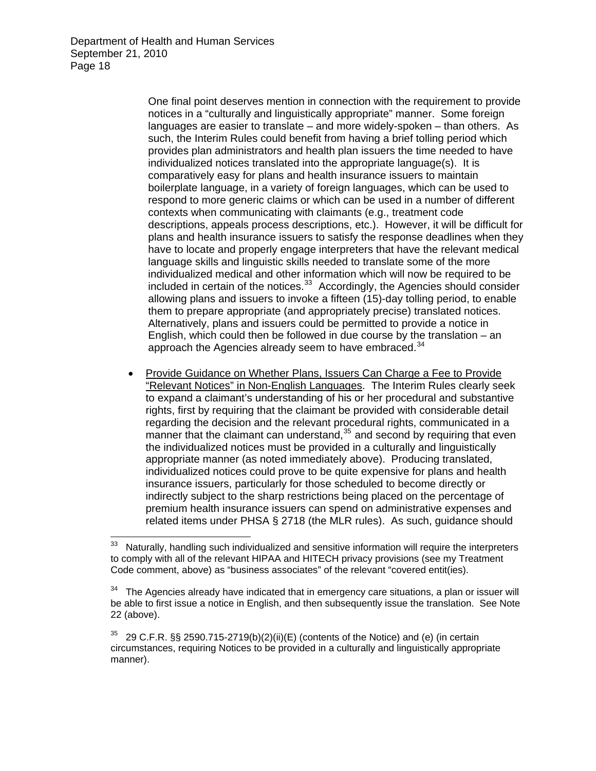One final point deserves mention in connection with the requirement to provide notices in a "culturally and linguistically appropriate" manner. Some foreign languages are easier to translate – and more widely-spoken – than others. As such, the Interim Rules could benefit from having a brief tolling period which provides plan administrators and health plan issuers the time needed to have individualized notices translated into the appropriate language(s). It is comparatively easy for plans and health insurance issuers to maintain boilerplate language, in a variety of foreign languages, which can be used to respond to more generic claims or which can be used in a number of different contexts when communicating with claimants (e.g., treatment code descriptions, appeals process descriptions, etc.). However, it will be difficult for plans and health insurance issuers to satisfy the response deadlines when they have to locate and properly engage interpreters that have the relevant medical language skills and linguistic skills needed to translate some of the more individualized medical and other information which will now be required to be included in certain of the notices.[33] Accordingly, the Agencies should consider allowing plans and issuers to invoke a fifteen (15)-day tolling period, to enable them to prepare appropriate (and appropriately precise) translated notices. Alternatively, plans and issuers could be permitted to provide a notice in English, which could then be followed in due course by the translation – an approach the Agencies already seem to have embraced.[34]

- <u>Provide Guidance on Whether Plans, Issuers Can Charge a Fee to Provide "Relevant Notices" in Non-English Languages</u>. The Interim Rules clearly seek to expand a claimant's understanding of his or her procedural and substantive rights, first by requiring that the claimant be provided with considerable detail regarding the decision and the relevant procedural rights, communicated in a manner that the claimant can understand,[35] and second by requiring that even the individualized notices must be provided in a culturally and linguistically appropriate manner (as noted immediately above). Producing translated, individualized notices could prove to be quite expensive for plans and health insurance issuers, particularly for those scheduled to become directly or indirectly subject to the sharp restrictions being placed on the percentage of premium health insurance issuers can spend on administrative expenses and related items under PHSA § 2718 (the MLR rules). As such, guidance should

---

[33] Naturally, handling such individualized and sensitive information will require the interpreters to comply with all of the relevant HIPAA and HITECH privacy provisions (see my Treatment Code comment, above) as "business associates" of the relevant "covered entit(ies).

[34] The Agencies already have indicated that in emergency care situations, a plan or issuer will be able to first issue a notice in English, and then subsequently issue the translation. See Note 22 (above).

[35] 29 C.F.R. §§ 2590.715-2719(b)(2)(ii)(E) (contents of the Notice) and (e) (in certain circumstances, requiring Notices to be provided in a culturally and linguistically appropriate manner).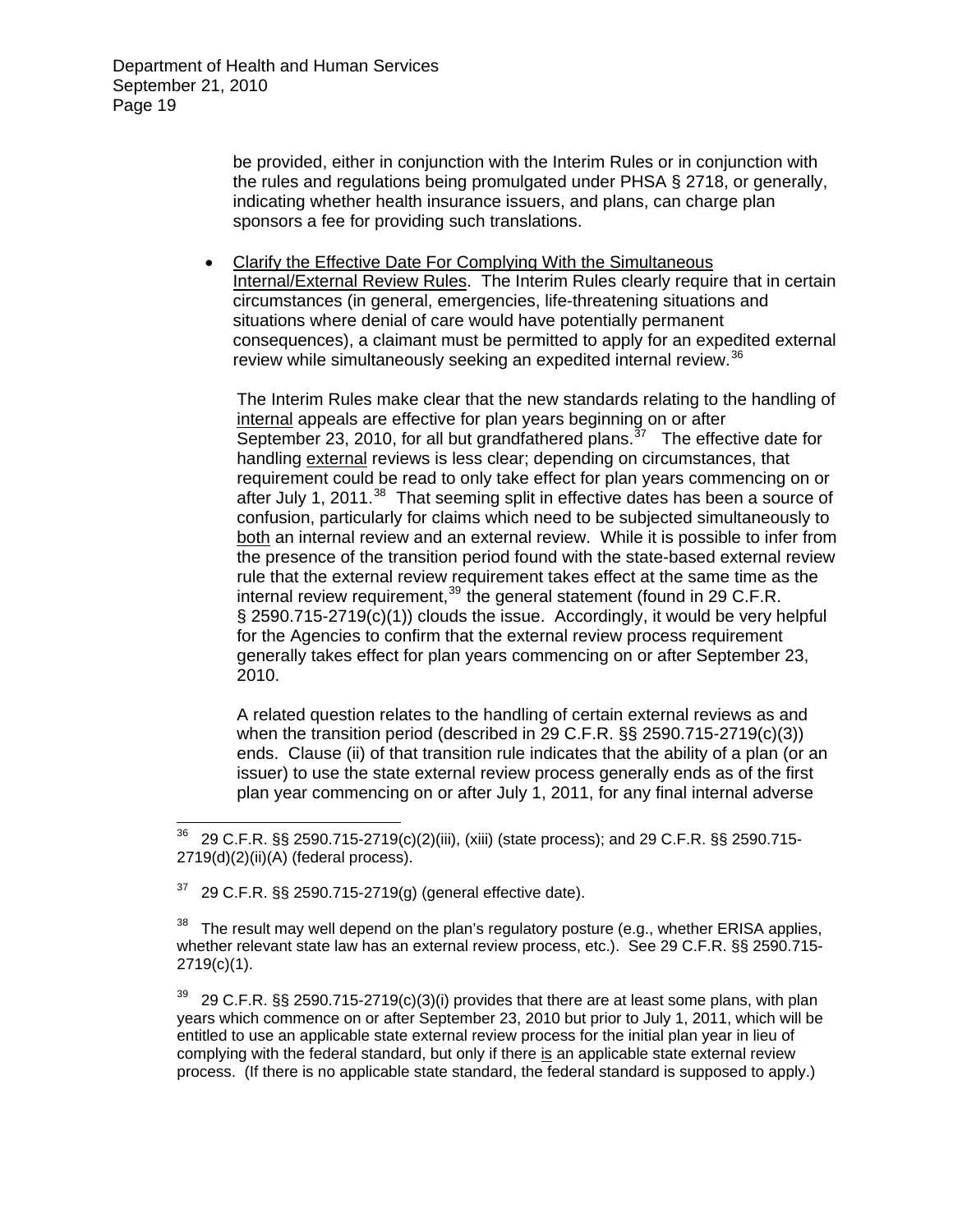be provided, either in conjunction with the Interim Rules or in conjunction with the rules and regulations being promulgated under PHSA § 2718, or generally, indicating whether health insurance issuers, and plans, can charge plan sponsors a fee for providing such translations.

- Clarify the Effective Date For Complying With the Simultaneous Internal/External Review Rules. The Interim Rules clearly require that in certain circumstances (in general, emergencies, life-threatening situations and situations where denial of care would have potentially permanent consequences), a claimant must be permitted to apply for an expedited external review while simultaneously seeking an expedited internal review.[36]

  The Interim Rules make clear that the new standards relating to the handling of internal appeals are effective for plan years beginning on or after September 23, 2010, for all but grandfathered plans.[37] The effective date for handling external reviews is less clear; depending on circumstances, that requirement could be read to only take effect for plan years commencing on or after July 1, 2011.[38] That seeming split in effective dates has been a source of confusion, particularly for claims which need to be subjected simultaneously to both an internal review and an external review. While it is possible to infer from the presence of the transition period found with the state-based external review rule that the external review requirement takes effect at the same time as the internal review requirement,[39] the general statement (found in 29 C.F.R. § 2590.715-2719(c)(1)) clouds the issue. Accordingly, it would be very helpful for the Agencies to confirm that the external review process requirement generally takes effect for plan years commencing on or after September 23, 2010.

  A related question relates to the handling of certain external reviews as and when the transition period (described in 29 C.F.R. §§ 2590.715-2719(c)(3)) ends. Clause (ii) of that transition rule indicates that the ability of a plan (or an issuer) to use the state external review process generally ends as of the first plan year commencing on or after July 1, 2011, for any final internal adverse

---

[36] 29 C.F.R. §§ 2590.715-2719(c)(2)(iii), (xiii) (state process); and 29 C.F.R. §§ 2590.715-2719(d)(2)(ii)(A) (federal process).

[37] 29 C.F.R. §§ 2590.715-2719(g) (general effective date).

[38] The result may well depend on the plan's regulatory posture (e.g., whether ERISA applies, whether relevant state law has an external review process, etc.). See 29 C.F.R. §§ 2590.715-2719(c)(1).

[39] 29 C.F.R. §§ 2590.715-2719(c)(3)(i) provides that there are at least some plans, with plan years which commence on or after September 23, 2010 but prior to July 1, 2011, which will be entitled to use an applicable state external review process for the initial plan year in lieu of complying with the federal standard, but only if there is an applicable state external review process. (If there is no applicable state standard, the federal standard is supposed to apply.)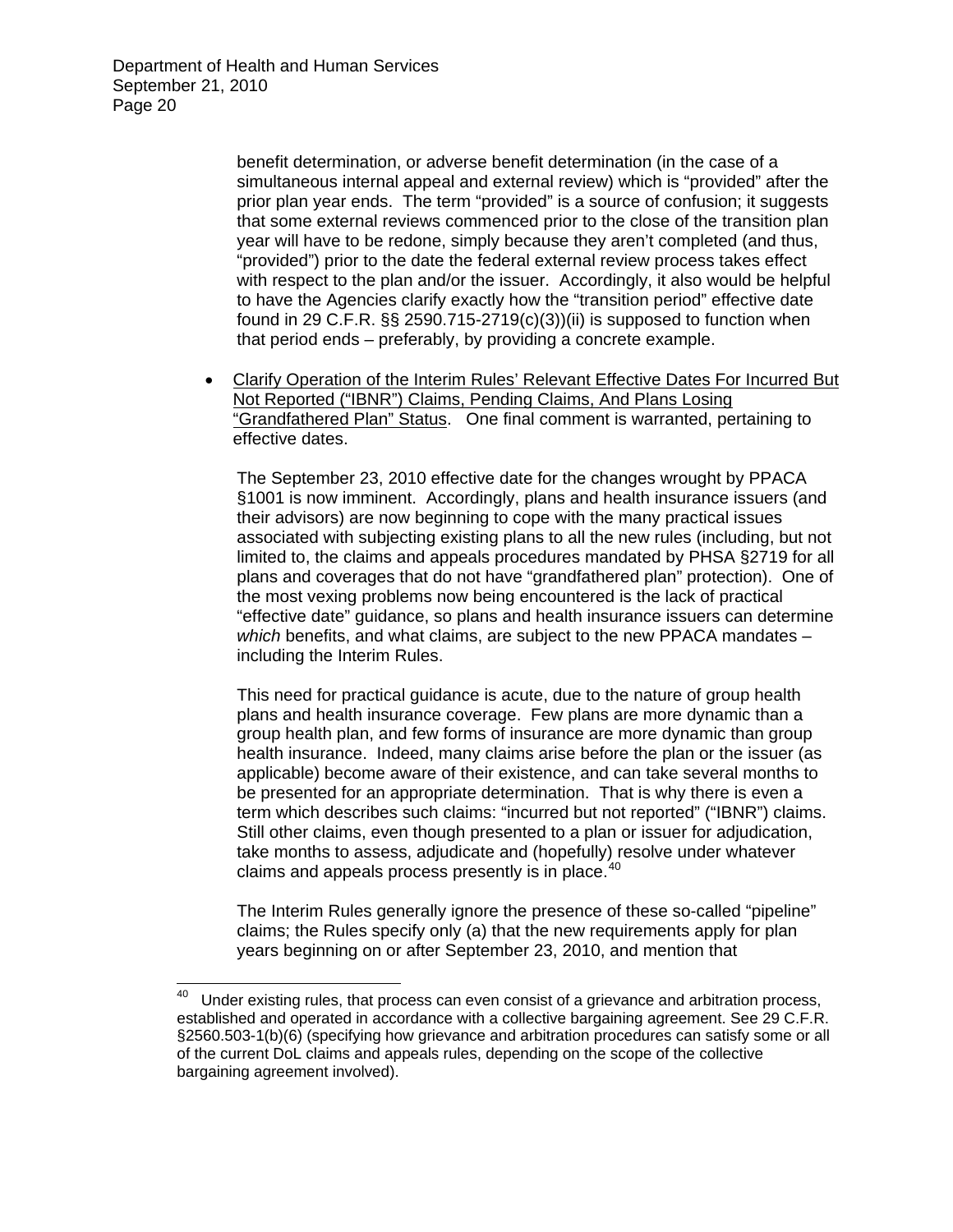benefit determination, or adverse benefit determination (in the case of a simultaneous internal appeal and external review) which is "provided" after the prior plan year ends. The term "provided" is a source of confusion; it suggests that some external reviews commenced prior to the close of the transition plan year will have to be redone, simply because they aren't completed (and thus, "provided") prior to the date the federal external review process takes effect with respect to the plan and/or the issuer. Accordingly, it also would be helpful to have the Agencies clarify exactly how the "transition period" effective date found in 29 C.F.R. §§ 2590.715-2719(c)(3))(ii) is supposed to function when that period ends – preferably, by providing a concrete example.

- Clarify Operation of the Interim Rules' Relevant Effective Dates For Incurred But Not Reported ("IBNR") Claims, Pending Claims, And Plans Losing "Grandfathered Plan" Status. One final comment is warranted, pertaining to effective dates.

  The September 23, 2010 effective date for the changes wrought by PPACA §1001 is now imminent. Accordingly, plans and health insurance issuers (and their advisors) are now beginning to cope with the many practical issues associated with subjecting existing plans to all the new rules (including, but not limited to, the claims and appeals procedures mandated by PHSA §2719 for all plans and coverages that do not have "grandfathered plan" protection). One of the most vexing problems now being encountered is the lack of practical "effective date" guidance, so plans and health insurance issuers can determine *which* benefits, and what claims, are subject to the new PPACA mandates – including the Interim Rules.

  This need for practical guidance is acute, due to the nature of group health plans and health insurance coverage. Few plans are more dynamic than a group health plan, and few forms of insurance are more dynamic than group health insurance. Indeed, many claims arise before the plan or the issuer (as applicable) become aware of their existence, and can take several months to be presented for an appropriate determination. That is why there is even a term which describes such claims: "incurred but not reported" ("IBNR") claims. Still other claims, even though presented to a plan or issuer for adjudication, take months to assess, adjudicate and (hopefully) resolve under whatever claims and appeals process presently is in place.[40]

  The Interim Rules generally ignore the presence of these so-called "pipeline" claims; the Rules specify only (a) that the new requirements apply for plan years beginning on or after September 23, 2010, and mention that

[40] Under existing rules, that process can even consist of a grievance and arbitration process, established and operated in accordance with a collective bargaining agreement. See 29 C.F.R. §2560.503-1(b)(6) (specifying how grievance and arbitration procedures can satisfy some or all of the current DoL claims and appeals rules, depending on the scope of the collective bargaining agreement involved).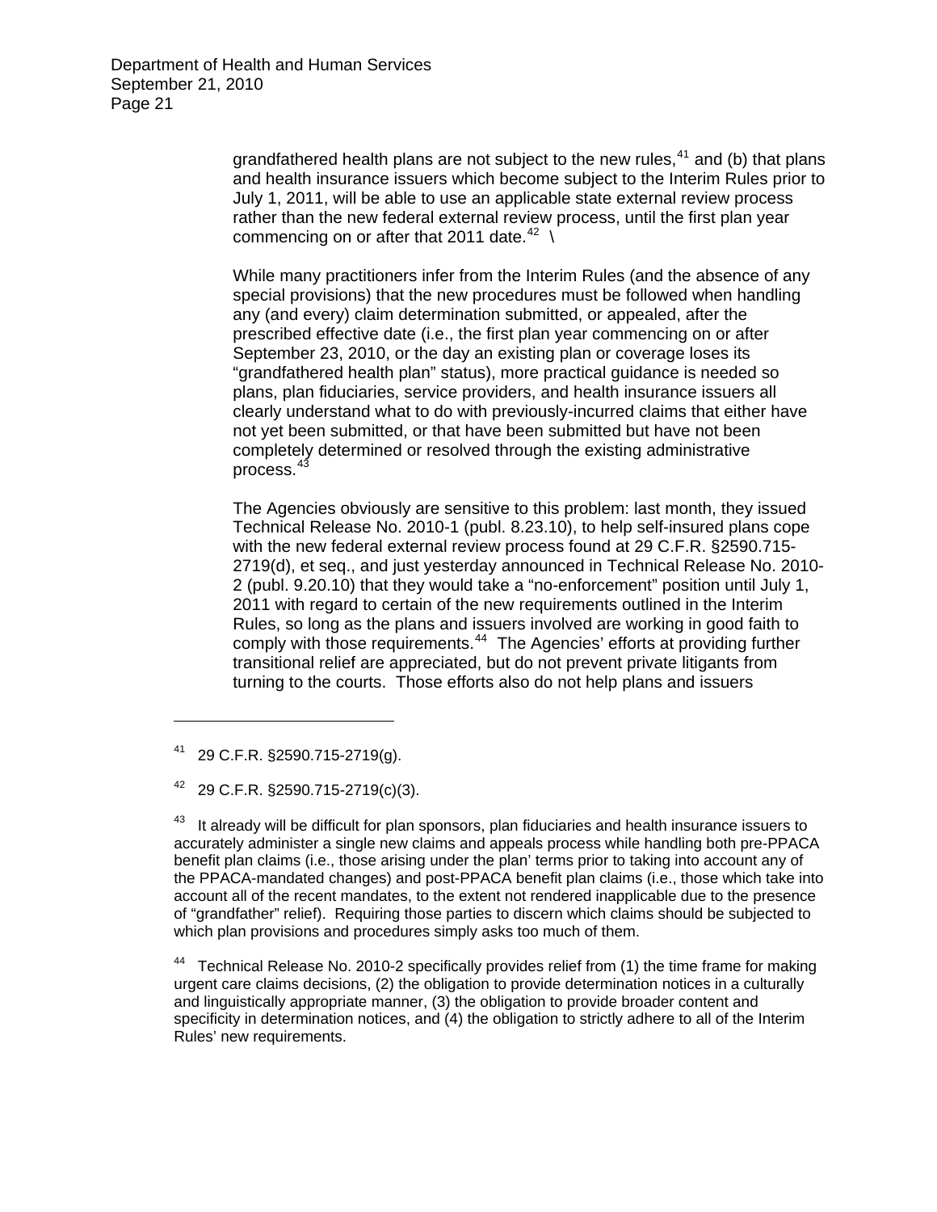grandfathered health plans are not subject to the new rules,[41] and (b) that plans and health insurance issuers which become subject to the Interim Rules prior to July 1, 2011, will be able to use an applicable state external review process rather than the new federal external review process, until the first plan year commencing on or after that 2011 date.[42] \

While many practitioners infer from the Interim Rules (and the absence of any special provisions) that the new procedures must be followed when handling any (and every) claim determination submitted, or appealed, after the prescribed effective date (i.e., the first plan year commencing on or after September 23, 2010, or the day an existing plan or coverage loses its "grandfathered health plan" status), more practical guidance is needed so plans, plan fiduciaries, service providers, and health insurance issuers all clearly understand what to do with previously-incurred claims that either have not yet been submitted, or that have been submitted but have not been completely determined or resolved through the existing administrative process.[43]

The Agencies obviously are sensitive to this problem: last month, they issued Technical Release No. 2010-1 (publ. 8.23.10), to help self-insured plans cope with the new federal external review process found at 29 C.F.R. §2590.715-2719(d), et seq., and just yesterday announced in Technical Release No. 2010-2 (publ. 9.20.10) that they would take a "no-enforcement" position until July 1, 2011 with regard to certain of the new requirements outlined in the Interim Rules, so long as the plans and issuers involved are working in good faith to comply with those requirements.[44] The Agencies' efforts at providing further transitional relief are appreciated, but do not prevent private litigants from turning to the courts. Those efforts also do not help plans and issuers

---

[41] 29 C.F.R. §2590.715-2719(g).

[42] 29 C.F.R. §2590.715-2719(c)(3).

[43] It already will be difficult for plan sponsors, plan fiduciaries and health insurance issuers to accurately administer a single new claims and appeals process while handling both pre-PPACA benefit plan claims (i.e., those arising under the plan' terms prior to taking into account any of the PPACA-mandated changes) and post-PPACA benefit plan claims (i.e., those which take into account all of the recent mandates, to the extent not rendered inapplicable due to the presence of "grandfather" relief). Requiring those parties to discern which claims should be subjected to which plan provisions and procedures simply asks too much of them.

[44] Technical Release No. 2010-2 specifically provides relief from (1) the time frame for making urgent care claims decisions, (2) the obligation to provide determination notices in a culturally and linguistically appropriate manner, (3) the obligation to provide broader content and specificity in determination notices, and (4) the obligation to strictly adhere to all of the Interim Rules' new requirements.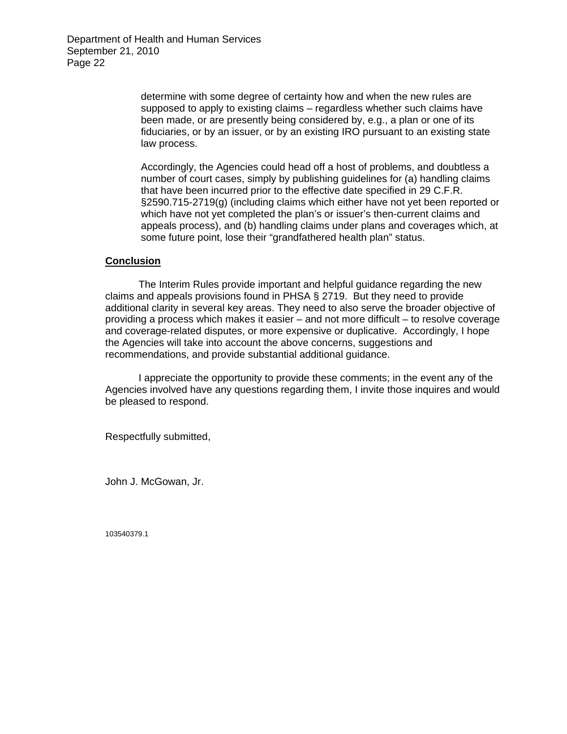determine with some degree of certainty how and when the new rules are supposed to apply to existing claims – regardless whether such claims have been made, or are presently being considered by, e.g., a plan or one of its fiduciaries, or by an issuer, or by an existing IRO pursuant to an existing state law process.

Accordingly, the Agencies could head off a host of problems, and doubtless a number of court cases, simply by publishing guidelines for (a) handling claims that have been incurred prior to the effective date specified in 29 C.F.R. §2590.715-2719(g) (including claims which either have not yet been reported or which have not yet completed the plan's or issuer's then-current claims and appeals process), and (b) handling claims under plans and coverages which, at some future point, lose their "grandfathered health plan" status.

**Conclusion**

The Interim Rules provide important and helpful guidance regarding the new claims and appeals provisions found in PHSA § 2719. But they need to provide additional clarity in several key areas. They need to also serve the broader objective of providing a process which makes it easier – and not more difficult – to resolve coverage and coverage-related disputes, or more expensive or duplicative. Accordingly, I hope the Agencies will take into account the above concerns, suggestions and recommendations, and provide substantial additional guidance.

I appreciate the opportunity to provide these comments; in the event any of the Agencies involved have any questions regarding them, I invite those inquires and would be pleased to respond.

Respectfully submitted,

John J. McGowan, Jr.

103540379.1